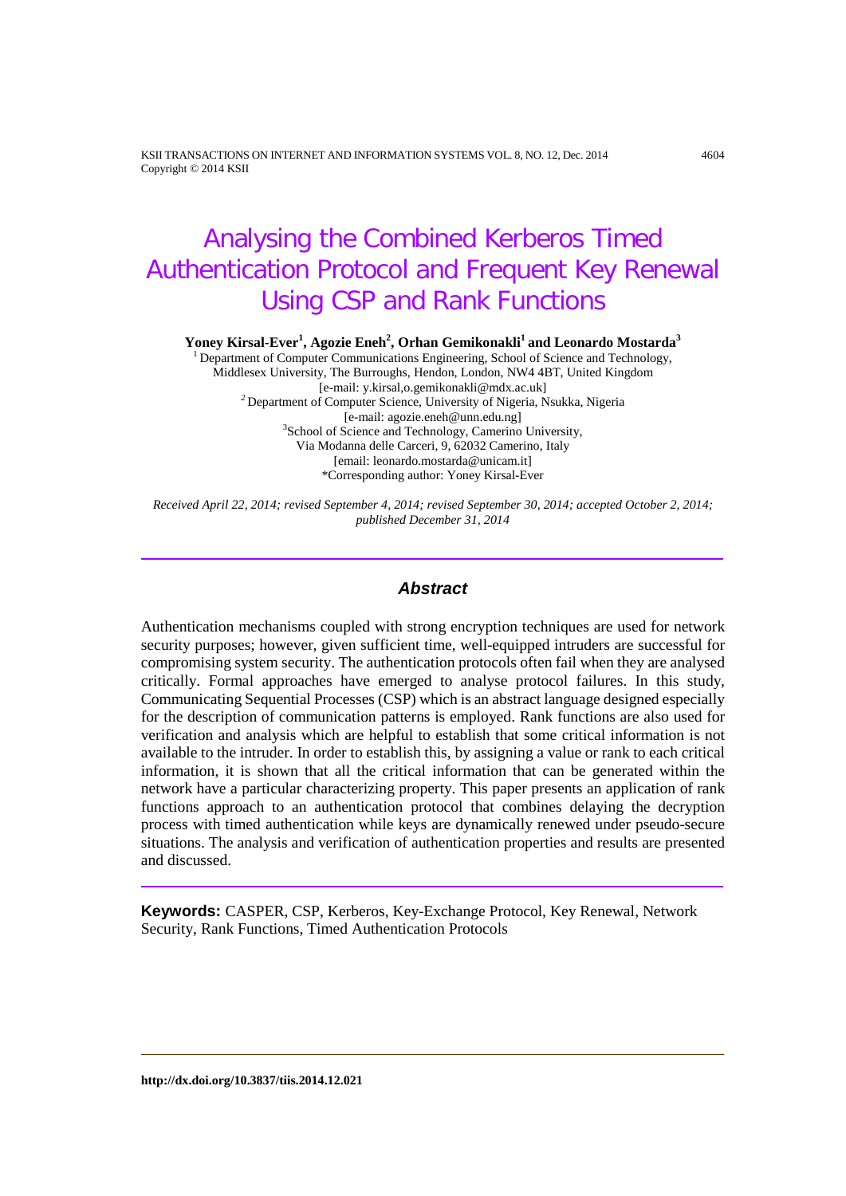# Analysing the Combined Kerberos Timed Authentication Protocol and Frequent Key Renewal Using CSP and Rank Functions

**Yoney Kirsal-Ever[1], Agozie Eneh[2], Orhan Gemikonakli[1] and Leonardo Mostarda[3]**

[1] Department of Computer Communications Engineering, School of Science and Technology, Middlesex University, The Burroughs, Hendon, London, NW4 4BT, United Kingdom
[e-mail: y.kirsal,o.gemikonakli@mdx.ac.uk]

[2] Department of Computer Science, University of Nigeria, Nsukka, Nigeria
[e-mail: agozie.eneh@unn.edu.ng]

[3] School of Science and Technology, Camerino University, Via Modanna delle Carceri, 9, 62032 Camerino, Italy
[email: leonardo.mostarda@unicam.it]

*Corresponding author: Yoney Kirsal-Ever

*Received April 22, 2014; revised September 4, 2014; revised September 30, 2014; accepted October 2, 2014; published December 31, 2014*

## Abstract

Authentication mechanisms coupled with strong encryption techniques are used for network security purposes; however, given sufficient time, well-equipped intruders are successful for compromising system security. The authentication protocols often fail when they are analysed critically. Formal approaches have emerged to analyse protocol failures. In this study, Communicating Sequential Processes (CSP) which is an abstract language designed especially for the description of communication patterns is employed. Rank functions are also used for verification and analysis which are helpful to establish that some critical information is not available to the intruder. In order to establish this, by assigning a value or rank to each critical information, it is shown that all the critical information that can be generated within the network have a particular characterizing property. This paper presents an application of rank functions approach to an authentication protocol that combines delaying the decryption process with timed authentication while keys are dynamically renewed under pseudo-secure situations. The analysis and verification of authentication properties and results are presented and discussed.

**Keywords:** CASPER, CSP, Kerberos, Key-Exchange Protocol, Key Renewal, Network Security, Rank Functions, Timed Authentication Protocols

**http://dx.doi.org/10.3837/tiis.2014.12.021**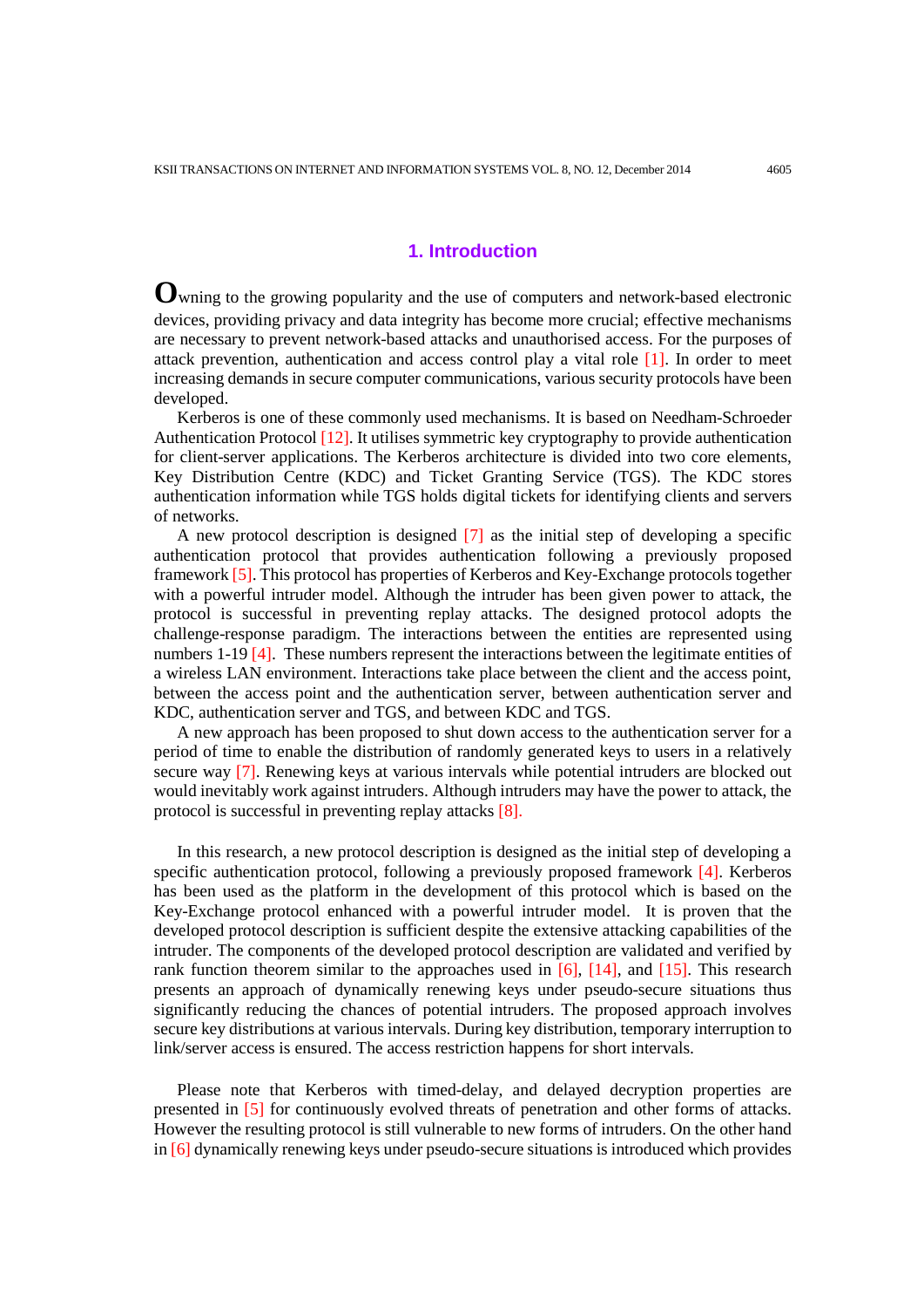## 1. Introduction

Owning to the growing popularity and the use of computers and network-based electronic devices, providing privacy and data integrity has become more crucial; effective mechanisms are necessary to prevent network-based attacks and unauthorised access. For the purposes of attack prevention, authentication and access control play a vital role [1]. In order to meet increasing demands in secure computer communications, various security protocols have been developed.

Kerberos is one of these commonly used mechanisms. It is based on Needham-Schroeder Authentication Protocol [12]. It utilises symmetric key cryptography to provide authentication for client-server applications. The Kerberos architecture is divided into two core elements, Key Distribution Centre (KDC) and Ticket Granting Service (TGS). The KDC stores authentication information while TGS holds digital tickets for identifying clients and servers of networks.

A new protocol description is designed [7] as the initial step of developing a specific authentication protocol that provides authentication following a previously proposed framework [5]. This protocol has properties of Kerberos and Key-Exchange protocols together with a powerful intruder model. Although the intruder has been given power to attack, the protocol is successful in preventing replay attacks. The designed protocol adopts the challenge-response paradigm. The interactions between the entities are represented using numbers 1-19 [4]. These numbers represent the interactions between the legitimate entities of a wireless LAN environment. Interactions take place between the client and the access point, between the access point and the authentication server, between authentication server and KDC, authentication server and TGS, and between KDC and TGS.

A new approach has been proposed to shut down access to the authentication server for a period of time to enable the distribution of randomly generated keys to users in a relatively secure way [7]. Renewing keys at various intervals while potential intruders are blocked out would inevitably work against intruders. Although intruders may have the power to attack, the protocol is successful in preventing replay attacks [8].

In this research, a new protocol description is designed as the initial step of developing a specific authentication protocol, following a previously proposed framework [4]. Kerberos has been used as the platform in the development of this protocol which is based on the Key-Exchange protocol enhanced with a powerful intruder model. It is proven that the developed protocol description is sufficient despite the extensive attacking capabilities of the intruder. The components of the developed protocol description are validated and verified by rank function theorem similar to the approaches used in [6], [14], and [15]. This research presents an approach of dynamically renewing keys under pseudo-secure situations thus significantly reducing the chances of potential intruders. The proposed approach involves secure key distributions at various intervals. During key distribution, temporary interruption to link/server access is ensured. The access restriction happens for short intervals.

Please note that Kerberos with timed-delay, and delayed decryption properties are presented in [5] for continuously evolved threats of penetration and other forms of attacks. However the resulting protocol is still vulnerable to new forms of intruders. On the other hand in [6] dynamically renewing keys under pseudo-secure situations is introduced which provides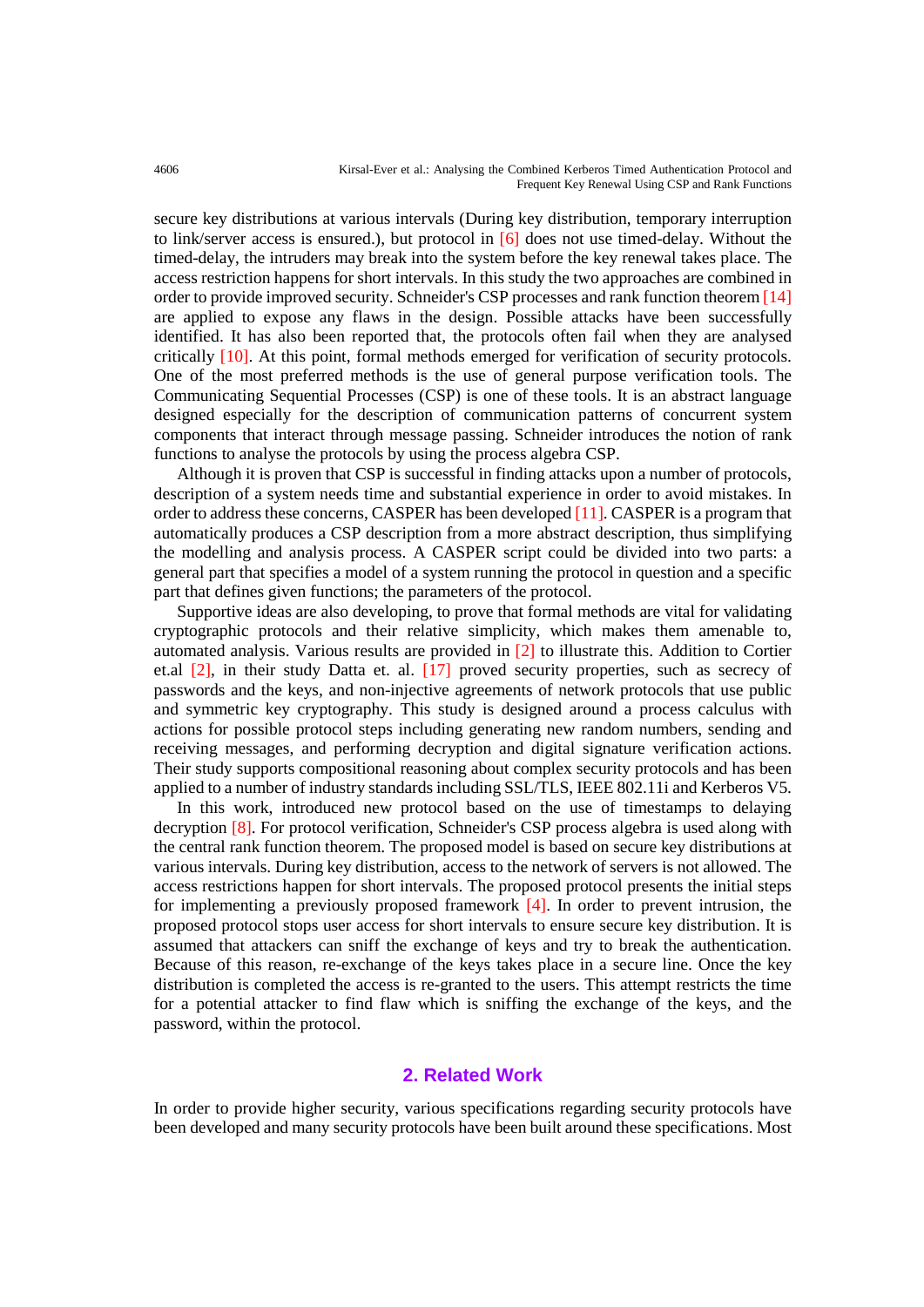secure key distributions at various intervals (During key distribution, temporary interruption to link/server access is ensured.), but protocol in [6] does not use timed-delay. Without the timed-delay, the intruders may break into the system before the key renewal takes place. The access restriction happens for short intervals. In this study the two approaches are combined in order to provide improved security. Schneider's CSP processes and rank function theorem [14] are applied to expose any flaws in the design. Possible attacks have been successfully identified. It has also been reported that, the protocols often fail when they are analysed critically [10]. At this point, formal methods emerged for verification of security protocols. One of the most preferred methods is the use of general purpose verification tools. The Communicating Sequential Processes (CSP) is one of these tools. It is an abstract language designed especially for the description of communication patterns of concurrent system components that interact through message passing. Schneider introduces the notion of rank functions to analyse the protocols by using the process algebra CSP.

Although it is proven that CSP is successful in finding attacks upon a number of protocols, description of a system needs time and substantial experience in order to avoid mistakes. In order to address these concerns, CASPER has been developed [11]. CASPER is a program that automatically produces a CSP description from a more abstract description, thus simplifying the modelling and analysis process. A CASPER script could be divided into two parts: a general part that specifies a model of a system running the protocol in question and a specific part that defines given functions; the parameters of the protocol.

Supportive ideas are also developing, to prove that formal methods are vital for validating cryptographic protocols and their relative simplicity, which makes them amenable to, automated analysis. Various results are provided in [2] to illustrate this. Addition to Cortier et.al [2], in their study Datta et. al. [17] proved security properties, such as secrecy of passwords and the keys, and non-injective agreements of network protocols that use public and symmetric key cryptography. This study is designed around a process calculus with actions for possible protocol steps including generating new random numbers, sending and receiving messages, and performing decryption and digital signature verification actions. Their study supports compositional reasoning about complex security protocols and has been applied to a number of industry standards including SSL/TLS, IEEE 802.11i and Kerberos V5.

In this work, introduced new protocol based on the use of timestamps to delaying decryption [8]. For protocol verification, Schneider's CSP process algebra is used along with the central rank function theorem. The proposed model is based on secure key distributions at various intervals. During key distribution, access to the network of servers is not allowed. The access restrictions happen for short intervals. The proposed protocol presents the initial steps for implementing a previously proposed framework [4]. In order to prevent intrusion, the proposed protocol stops user access for short intervals to ensure secure key distribution. It is assumed that attackers can sniff the exchange of keys and try to break the authentication. Because of this reason, re-exchange of the keys takes place in a secure line. Once the key distribution is completed the access is re-granted to the users. This attempt restricts the time for a potential attacker to find flaw which is sniffing the exchange of the keys, and the password, within the protocol.

## 2. Related Work

In order to provide higher security, various specifications regarding security protocols have been developed and many security protocols have been built around these specifications. Most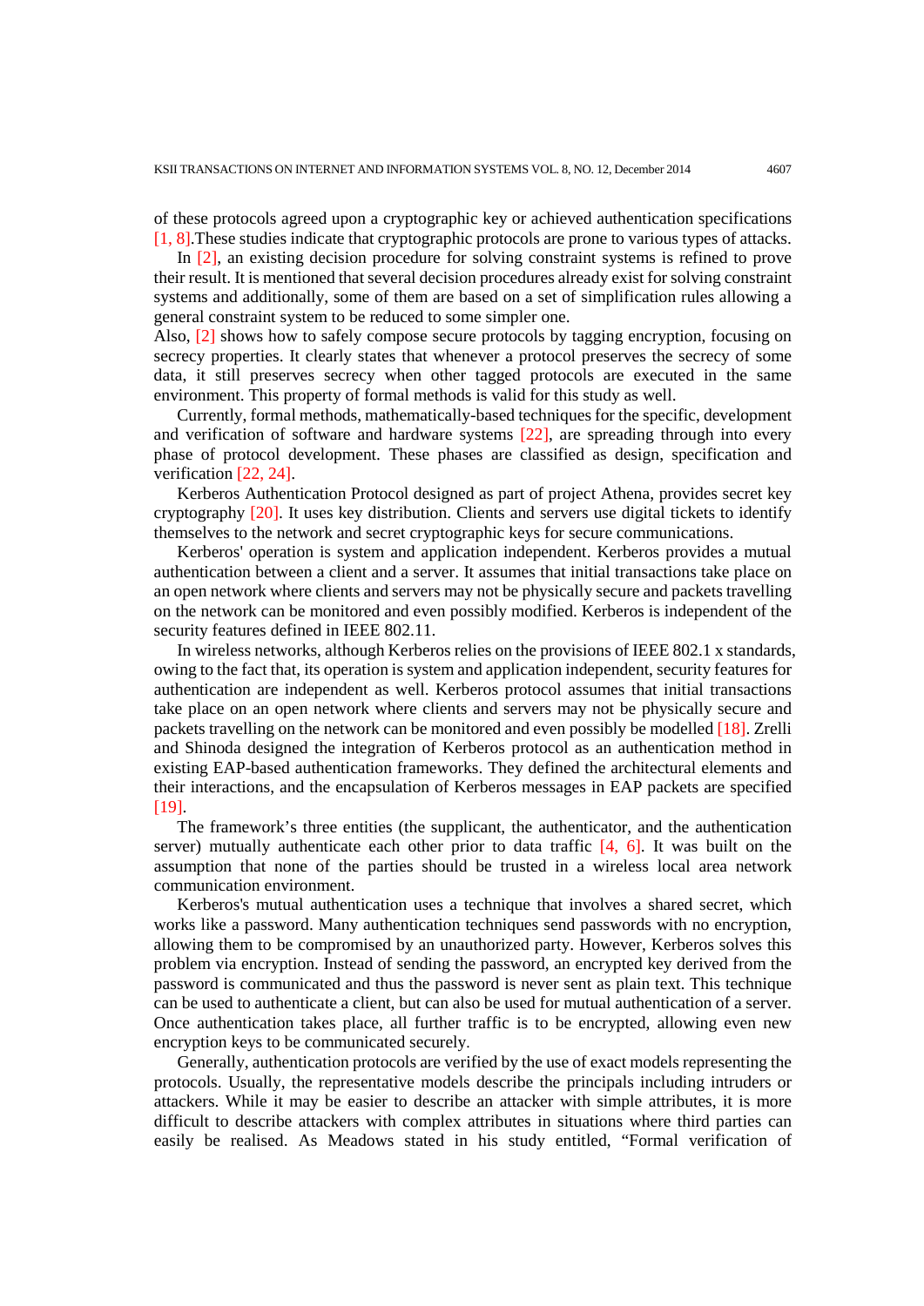of these protocols agreed upon a cryptographic key or achieved authentication specifications [1, 8].These studies indicate that cryptographic protocols are prone to various types of attacks.

In [2], an existing decision procedure for solving constraint systems is refined to prove their result. It is mentioned that several decision procedures already exist for solving constraint systems and additionally, some of them are based on a set of simplification rules allowing a general constraint system to be reduced to some simpler one.

Also, [2] shows how to safely compose secure protocols by tagging encryption, focusing on secrecy properties. It clearly states that whenever a protocol preserves the secrecy of some data, it still preserves secrecy when other tagged protocols are executed in the same environment. This property of formal methods is valid for this study as well.

Currently, formal methods, mathematically-based techniques for the specific, development and verification of software and hardware systems [22], are spreading through into every phase of protocol development. These phases are classified as design, specification and verification [22, 24].

Kerberos Authentication Protocol designed as part of project Athena, provides secret key cryptography [20]. It uses key distribution. Clients and servers use digital tickets to identify themselves to the network and secret cryptographic keys for secure communications.

Kerberos' operation is system and application independent. Kerberos provides a mutual authentication between a client and a server. It assumes that initial transactions take place on an open network where clients and servers may not be physically secure and packets travelling on the network can be monitored and even possibly modified. Kerberos is independent of the security features defined in IEEE 802.11.

In wireless networks, although Kerberos relies on the provisions of IEEE 802.1 x standards, owing to the fact that, its operation is system and application independent, security features for authentication are independent as well. Kerberos protocol assumes that initial transactions take place on an open network where clients and servers may not be physically secure and packets travelling on the network can be monitored and even possibly be modelled [18]. Zrelli and Shinoda designed the integration of Kerberos protocol as an authentication method in existing EAP-based authentication frameworks. They defined the architectural elements and their interactions, and the encapsulation of Kerberos messages in EAP packets are specified [19].

The framework's three entities (the supplicant, the authenticator, and the authentication server) mutually authenticate each other prior to data traffic [4, 6]. It was built on the assumption that none of the parties should be trusted in a wireless local area network communication environment.

Kerberos's mutual authentication uses a technique that involves a shared secret, which works like a password. Many authentication techniques send passwords with no encryption, allowing them to be compromised by an unauthorized party. However, Kerberos solves this problem via encryption. Instead of sending the password, an encrypted key derived from the password is communicated and thus the password is never sent as plain text. This technique can be used to authenticate a client, but can also be used for mutual authentication of a server. Once authentication takes place, all further traffic is to be encrypted, allowing even new encryption keys to be communicated securely.

Generally, authentication protocols are verified by the use of exact models representing the protocols. Usually, the representative models describe the principals including intruders or attackers. While it may be easier to describe an attacker with simple attributes, it is more difficult to describe attackers with complex attributes in situations where third parties can easily be realised. As Meadows stated in his study entitled, "Formal verification of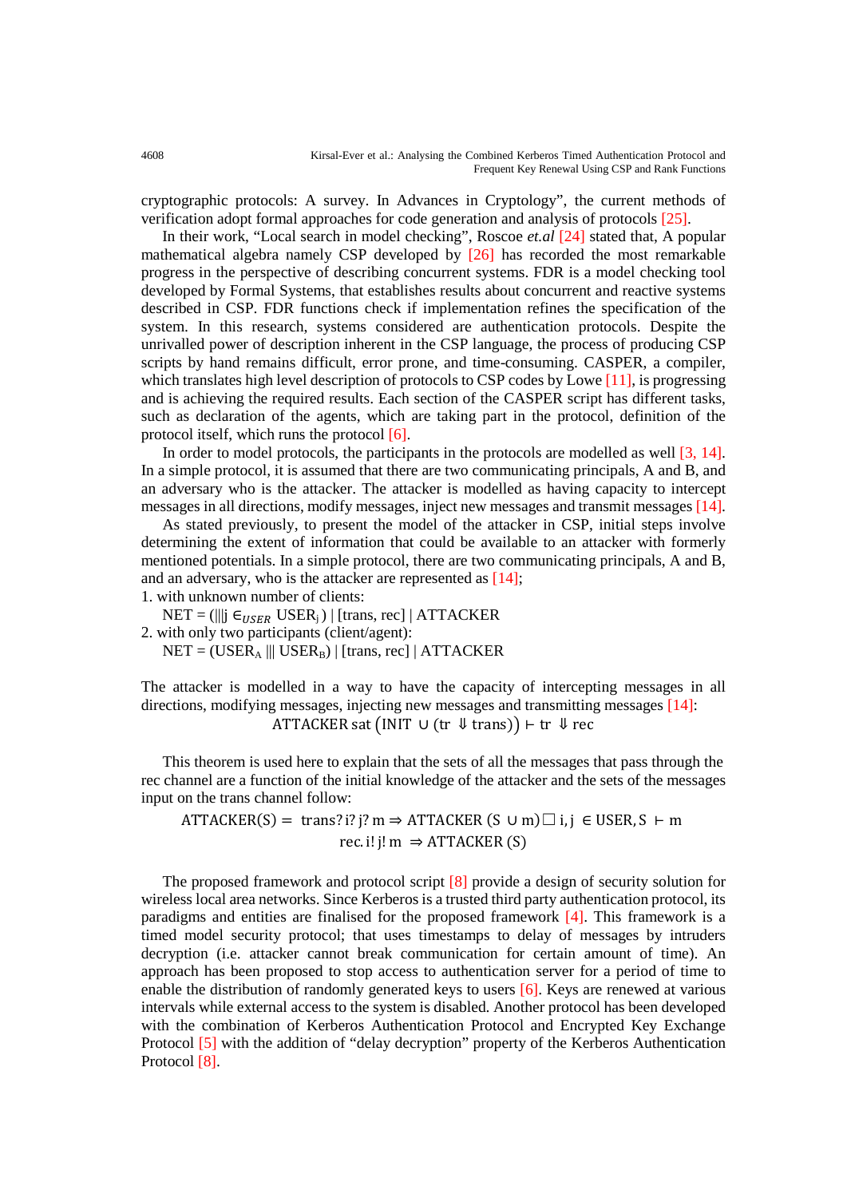cryptographic protocols: A survey. In Advances in Cryptology", the current methods of verification adopt formal approaches for code generation and analysis of protocols [25].

In their work, "Local search in model checking", Roscoe *et.al* [24] stated that, A popular mathematical algebra namely CSP developed by [26] has recorded the most remarkable progress in the perspective of describing concurrent systems. FDR is a model checking tool developed by Formal Systems, that establishes results about concurrent and reactive systems described in CSP. FDR functions check if implementation refines the specification of the system. In this research, systems considered are authentication protocols. Despite the unrivalled power of description inherent in the CSP language, the process of producing CSP scripts by hand remains difficult, error prone, and time-consuming. CASPER, a compiler, which translates high level description of protocols to CSP codes by Lowe [11], is progressing and is achieving the required results. Each section of the CASPER script has different tasks, such as declaration of the agents, which are taking part in the protocol, definition of the protocol itself, which runs the protocol [6].

In order to model protocols, the participants in the protocols are modelled as well [3, 14]. In a simple protocol, it is assumed that there are two communicating principals, A and B, and an adversary who is the attacker. The attacker is modelled as having capacity to intercept messages in all directions, modify messages, inject new messages and transmit messages [14].

As stated previously, to present the model of the attacker in CSP, initial steps involve determining the extent of information that could be available to an attacker with formerly mentioned potentials. In a simple protocol, there are two communicating principals, A and B, and an adversary, who is the attacker are represented as [14];

1. with unknown number of clients:

   NET = $(|||j \in_{USER}$ $USER_j$ ) | [trans, rec] | ATTACKER

2. with only two participants (client/agent):

   NET = $(USER_A \; ||| \; USER_B)$ | [trans, rec] | ATTACKER

The attacker is modelled in a way to have the capacity of intercepting messages in all directions, modifying messages, injecting new messages and transmitting messages [14]:

$$\text{ATTACKER sat } \left(\text{INIT } \cup (\text{tr } \Downarrow \text{trans})\right) \vdash \text{tr } \Downarrow \text{rec}$$

This theorem is used here to explain that the sets of all the messages that pass through the rec channel are a function of the initial knowledge of the attacker and the sets of the messages input on the trans channel follow:

$$\text{ATTACKER}(S) = \text{ trans}?\,i?\,j?\,m \Rightarrow \text{ATTACKER } (S \cup m) \,\Box\, i, j \in \text{USER}, S \vdash m$$
$$\text{rec}.\,i!\,j!\,m \Rightarrow \text{ATTACKER } (S)$$

The proposed framework and protocol script [8] provide a design of security solution for wireless local area networks. Since Kerberos is a trusted third party authentication protocol, its paradigms and entities are finalised for the proposed framework [4]. This framework is a timed model security protocol; that uses timestamps to delay of messages by intruders decryption (i.e. attacker cannot break communication for certain amount of time). An approach has been proposed to stop access to authentication server for a period of time to enable the distribution of randomly generated keys to users [6]. Keys are renewed at various intervals while external access to the system is disabled. Another protocol has been developed with the combination of Kerberos Authentication Protocol and Encrypted Key Exchange Protocol [5] with the addition of "delay decryption" property of the Kerberos Authentication Protocol [8].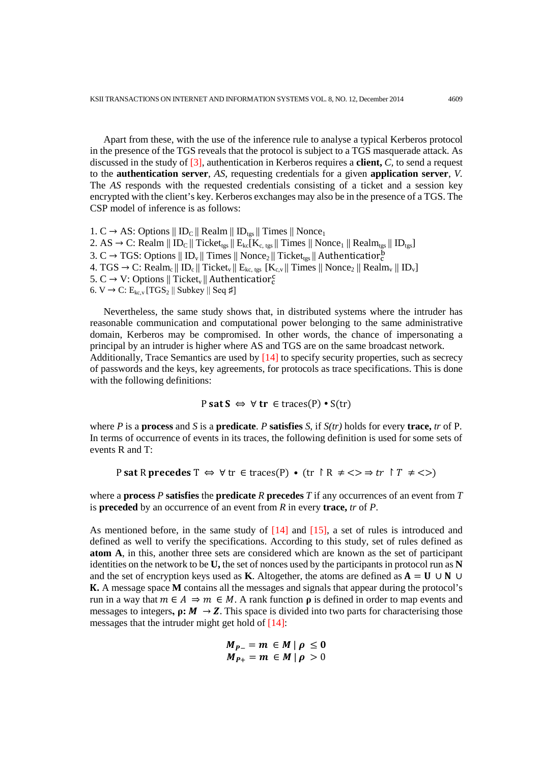Apart from these, with the use of the inference rule to analyse a typical Kerberos protocol in the presence of the TGS reveals that the protocol is subject to a TGS masquerade attack. As discussed in the study of [3], authentication in Kerberos requires a **client,** *C*, to send a request to the **authentication server**, *AS*, requesting credentials for a given **application server**, *V*. The *AS* responds with the requested credentials consisting of a ticket and a session key encrypted with the client's key. Kerberos exchanges may also be in the presence of a TGS. The CSP model of inference is as follows:

1. $C \rightarrow AS$: Options || $ID_C$ || Realm || $ID_{tgs}$ || Times || $Nonce_1$
2. $AS \rightarrow C$: Realm || $ID_C$ || $Ticket_{tgs}$ || $E_{kc}[K_{c,\,tgs}$ || Times || $Nonce_1$ || $Realm_{tgs}$ || $ID_{tgs}]$
3. $C \rightarrow TGS$: Options || $ID_v$ || Times || $Nonce_2$ || $Ticket_{tgs}$ || $Authenticator_c^b$
4. $TGS \rightarrow C$: $Realm_c$ || $ID_c$ || $Ticket_v$ || $E_{kc,\,tgs}$ $[K_{c,v}$ || Times || $Nonce_2$ || $Realm_v$ || $ID_v]$
5. $C \rightarrow V$: Options || $Ticket_v$ || $Authenticator_c^c$
6. $V \rightarrow C$: $E_{kc,v}$ $[TGS_2$ || Subkey || Seq ♯]

Nevertheless, the same study shows that, in distributed systems where the intruder has reasonable communication and computational power belonging to the same administrative domain, Kerberos may be compromised. In other words, the chance of impersonating a principal by an intruder is higher where AS and TGS are on the same broadcast network.
Additionally, Trace Semantics are used by [14] to specify security properties, such as secrecy of passwords and the keys, key agreements, for protocols as trace specifications. This is done with the following definitions:

$$P\ \mathbf{sat}\ \mathbf{S} \Leftrightarrow \forall\ \mathbf{tr} \in \text{traces}(P) \bullet S(tr)$$

where *P* is a **process** and *S* is a **predicate**. *P* **satisfies** *S*, if *S(tr)* holds for every **trace,** *tr* of P. In terms of occurrence of events in its traces, the following definition is used for some sets of events R and T:

$$P\ \mathbf{sat}\ R\ \mathbf{precedes}\ T \Leftrightarrow \forall\ tr \in \text{traces}(P) \bullet (tr \restriction R \neq <> \Rightarrow tr \restriction T \neq <>)$$

where a **process** *P* **satisfies** the **predicate** *R* **precedes** *T* if any occurrences of an event from *T* is **preceded** by an occurrence of an event from *R* in every **trace,** *tr* of *P*.

As mentioned before, in the same study of [14] and [15], a set of rules is introduced and defined as well to verify the specifications. According to this study, set of rules defined as **atom A**, in this, another three sets are considered which are known as the set of participant identities on the network to be **U,** the set of nonces used by the participants in protocol run as **N** and the set of encryption keys used as **K**. Altogether, the atoms are defined as $\mathbf{A} = \mathbf{U} \cup \mathbf{N} \cup \mathbf{K}$. A message space **M** contains all the messages and signals that appear during the protocol's run in a way that $m \in A \Rightarrow m \in M$. A rank function **ρ** is defined in order to map events and messages to integers, $\boldsymbol{\rho}: \boldsymbol{M} \rightarrow \boldsymbol{Z}$. This space is divided into two parts for characterising those messages that the intruder might get hold of [14]:

$$\boldsymbol{M_{P-}} = \boldsymbol{m} \in \boldsymbol{M} \mid \boldsymbol{\rho} \leq \mathbf{0}$$
$$\boldsymbol{M_{P+}} = \boldsymbol{m} \in \boldsymbol{M} \mid \boldsymbol{\rho} > 0$$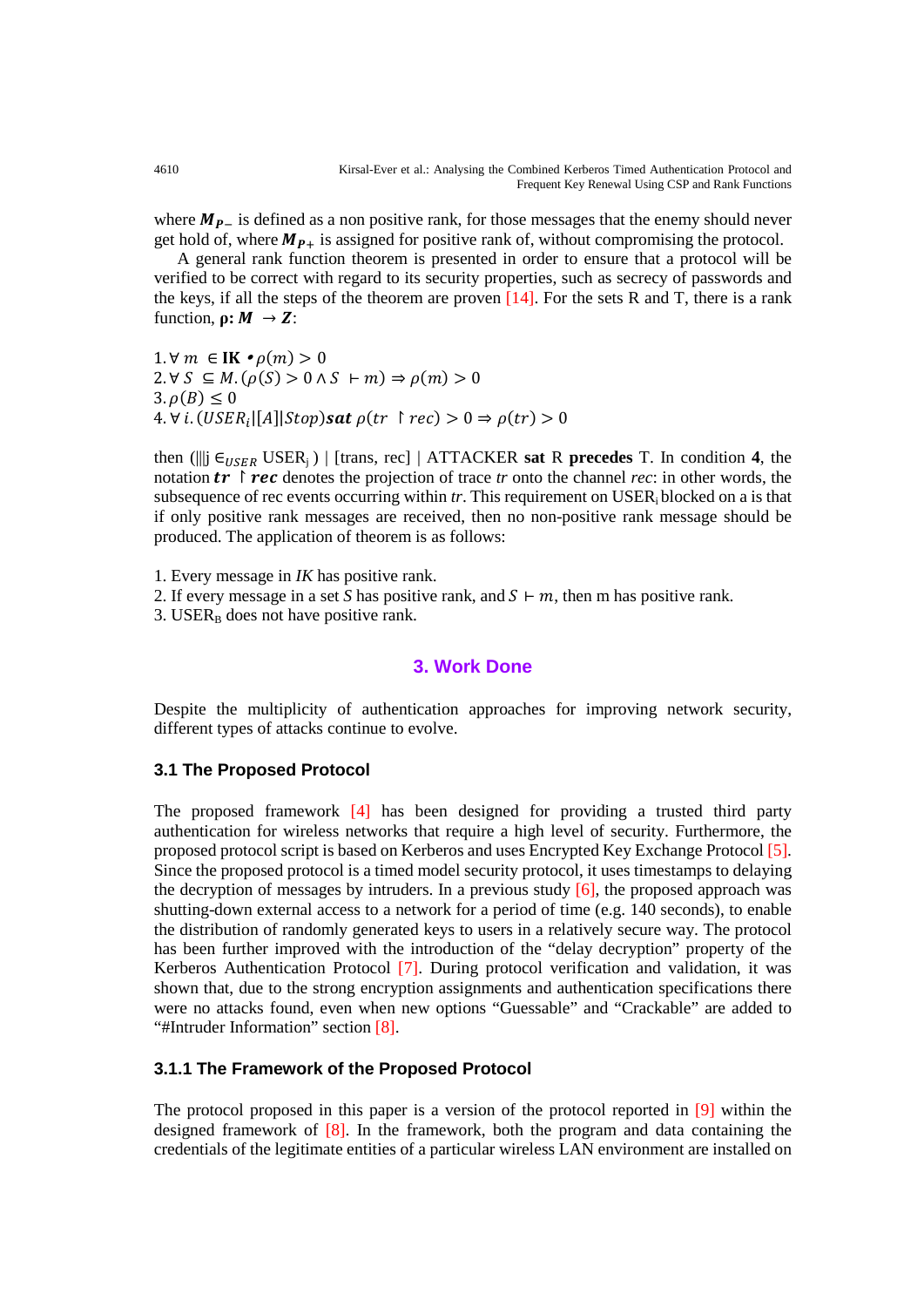where $\boldsymbol{M_{P-}}$ is defined as a non positive rank, for those messages that the enemy should never get hold of, where $\boldsymbol{M_{P+}}$ is assigned for positive rank of, without compromising the protocol.

A general rank function theorem is presented in order to ensure that a protocol will be verified to be correct with regard to its security properties, such as secrecy of passwords and the keys, if all the steps of the theorem are proven [14]. For the sets R and T, there is a rank function, $\boldsymbol{\rho}\mathbf{:}\ \boldsymbol{M} \rightarrow \boldsymbol{Z}$:

1. $\forall\, m \in \mathbf{IK} \bullet \rho(m) > 0$
2. $\forall\, S \subseteq M.(\rho(S) > 0 \wedge S \vdash m) \Rightarrow \rho(m) > 0$
3. $\rho(B) \leq 0$
4. $\forall\, i.(USER_i|[A]|Stop)\,\boldsymbol{sat}\ \rho(tr \upharpoonright rec) > 0 \Rightarrow \rho(tr) > 0$

then (|||j $\in_{USER}$ USER$_j$ ) | [trans, rec] | ATTACKER **sat** R **precedes** T. In condition **4**, the notation $\boldsymbol{tr} \upharpoonright \boldsymbol{rec}$ denotes the projection of trace *tr* onto the channel *rec*: in other words, the subsequence of rec events occurring within *tr*. This requirement on USER$_i$ blocked on a is that if only positive rank messages are received, then no non-positive rank message should be produced. The application of theorem is as follows:

1. Every message in *IK* has positive rank.
2. If every message in a set *S* has positive rank, and $S \vdash m$, then m has positive rank.
3. USER$_B$ does not have positive rank.

## 3. Work Done

Despite the multiplicity of authentication approaches for improving network security, different types of attacks continue to evolve.

### 3.1 The Proposed Protocol

The proposed framework [4] has been designed for providing a trusted third party authentication for wireless networks that require a high level of security. Furthermore, the proposed protocol script is based on Kerberos and uses Encrypted Key Exchange Protocol [5]. Since the proposed protocol is a timed model security protocol, it uses timestamps to delaying the decryption of messages by intruders. In a previous study [6], the proposed approach was shutting-down external access to a network for a period of time (e.g. 140 seconds), to enable the distribution of randomly generated keys to users in a relatively secure way. The protocol has been further improved with the introduction of the "delay decryption" property of the Kerberos Authentication Protocol [7]. During protocol verification and validation, it was shown that, due to the strong encryption assignments and authentication specifications there were no attacks found, even when new options "Guessable" and "Crackable" are added to "#Intruder Information" section [8].

#### 3.1.1 The Framework of the Proposed Protocol

The protocol proposed in this paper is a version of the protocol reported in [9] within the designed framework of [8]. In the framework, both the program and data containing the credentials of the legitimate entities of a particular wireless LAN environment are installed on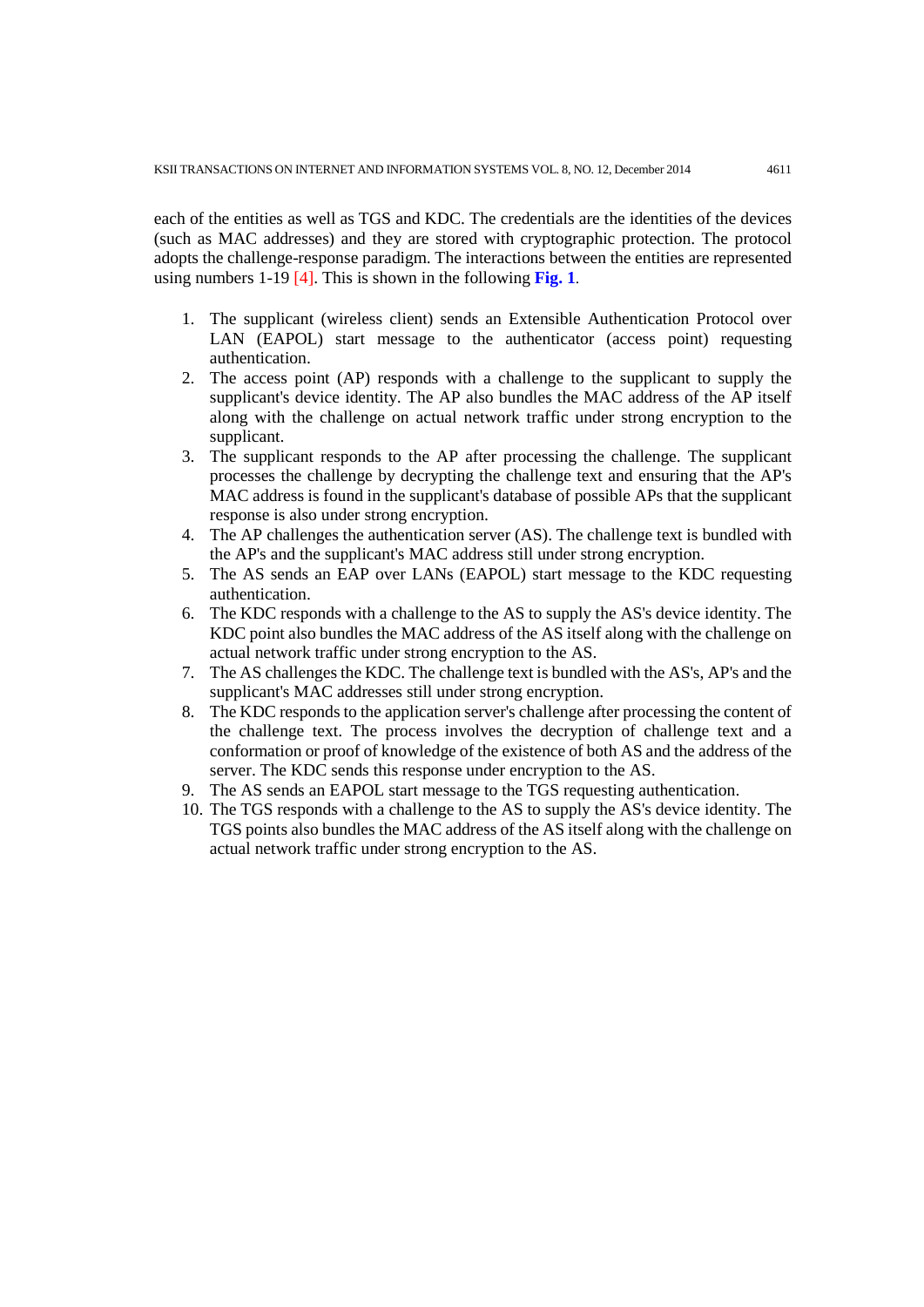each of the entities as well as TGS and KDC. The credentials are the identities of the devices (such as MAC addresses) and they are stored with cryptographic protection. The protocol adopts the challenge-response paradigm. The interactions between the entities are represented using numbers 1-19 [4]. This is shown in the following **Fig. 1**.

1. The supplicant (wireless client) sends an Extensible Authentication Protocol over LAN (EAPOL) start message to the authenticator (access point) requesting authentication.
2. The access point (AP) responds with a challenge to the supplicant to supply the supplicant's device identity. The AP also bundles the MAC address of the AP itself along with the challenge on actual network traffic under strong encryption to the supplicant.
3. The supplicant responds to the AP after processing the challenge. The supplicant processes the challenge by decrypting the challenge text and ensuring that the AP's MAC address is found in the supplicant's database of possible APs that the supplicant response is also under strong encryption.
4. The AP challenges the authentication server (AS). The challenge text is bundled with the AP's and the supplicant's MAC address still under strong encryption.
5. The AS sends an EAP over LANs (EAPOL) start message to the KDC requesting authentication.
6. The KDC responds with a challenge to the AS to supply the AS's device identity. The KDC point also bundles the MAC address of the AS itself along with the challenge on actual network traffic under strong encryption to the AS.
7. The AS challenges the KDC. The challenge text is bundled with the AS's, AP's and the supplicant's MAC addresses still under strong encryption.
8. The KDC responds to the application server's challenge after processing the content of the challenge text. The process involves the decryption of challenge text and a conformation or proof of knowledge of the existence of both AS and the address of the server. The KDC sends this response under encryption to the AS.
9. The AS sends an EAPOL start message to the TGS requesting authentication.
10. The TGS responds with a challenge to the AS to supply the AS's device identity. The TGS points also bundles the MAC address of the AS itself along with the challenge on actual network traffic under strong encryption to the AS.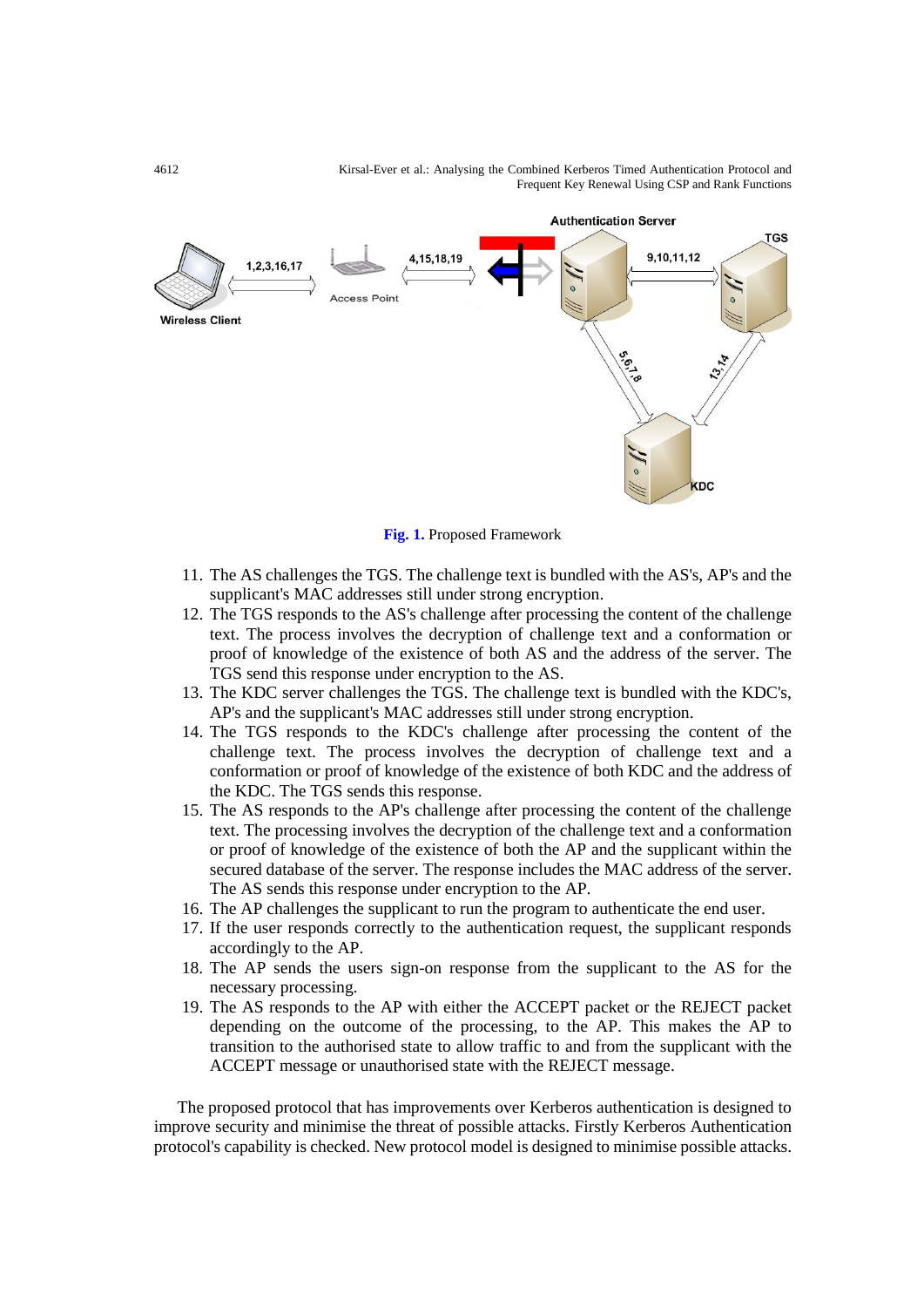Fig. 1. Proposed Framework

11. The AS challenges the TGS. The challenge text is bundled with the AS's, AP's and the supplicant's MAC addresses still under strong encryption.
12. The TGS responds to the AS's challenge after processing the content of the challenge text. The process involves the decryption of challenge text and a conformation or proof of knowledge of the existence of both AS and the address of the server. The TGS send this response under encryption to the AS.
13. The KDC server challenges the TGS. The challenge text is bundled with the KDC's, AP's and the supplicant's MAC addresses still under strong encryption.
14. The TGS responds to the KDC's challenge after processing the content of the challenge text. The process involves the decryption of challenge text and a conformation or proof of knowledge of the existence of both KDC and the address of the KDC. The TGS sends this response.
15. The AS responds to the AP's challenge after processing the content of the challenge text. The processing involves the decryption of the challenge text and a conformation or proof of knowledge of the existence of both the AP and the supplicant within the secured database of the server. The response includes the MAC address of the server. The AS sends this response under encryption to the AP.
16. The AP challenges the supplicant to run the program to authenticate the end user.
17. If the user responds correctly to the authentication request, the supplicant responds accordingly to the AP.
18. The AP sends the users sign-on response from the supplicant to the AS for the necessary processing.
19. The AS responds to the AP with either the ACCEPT packet or the REJECT packet depending on the outcome of the processing, to the AP. This makes the AP to transition to the authorised state to allow traffic to and from the supplicant with the ACCEPT message or unauthorised state with the REJECT message.

The proposed protocol that has improvements over Kerberos authentication is designed to improve security and minimise the threat of possible attacks. Firstly Kerberos Authentication protocol's capability is checked. New protocol model is designed to minimise possible attacks.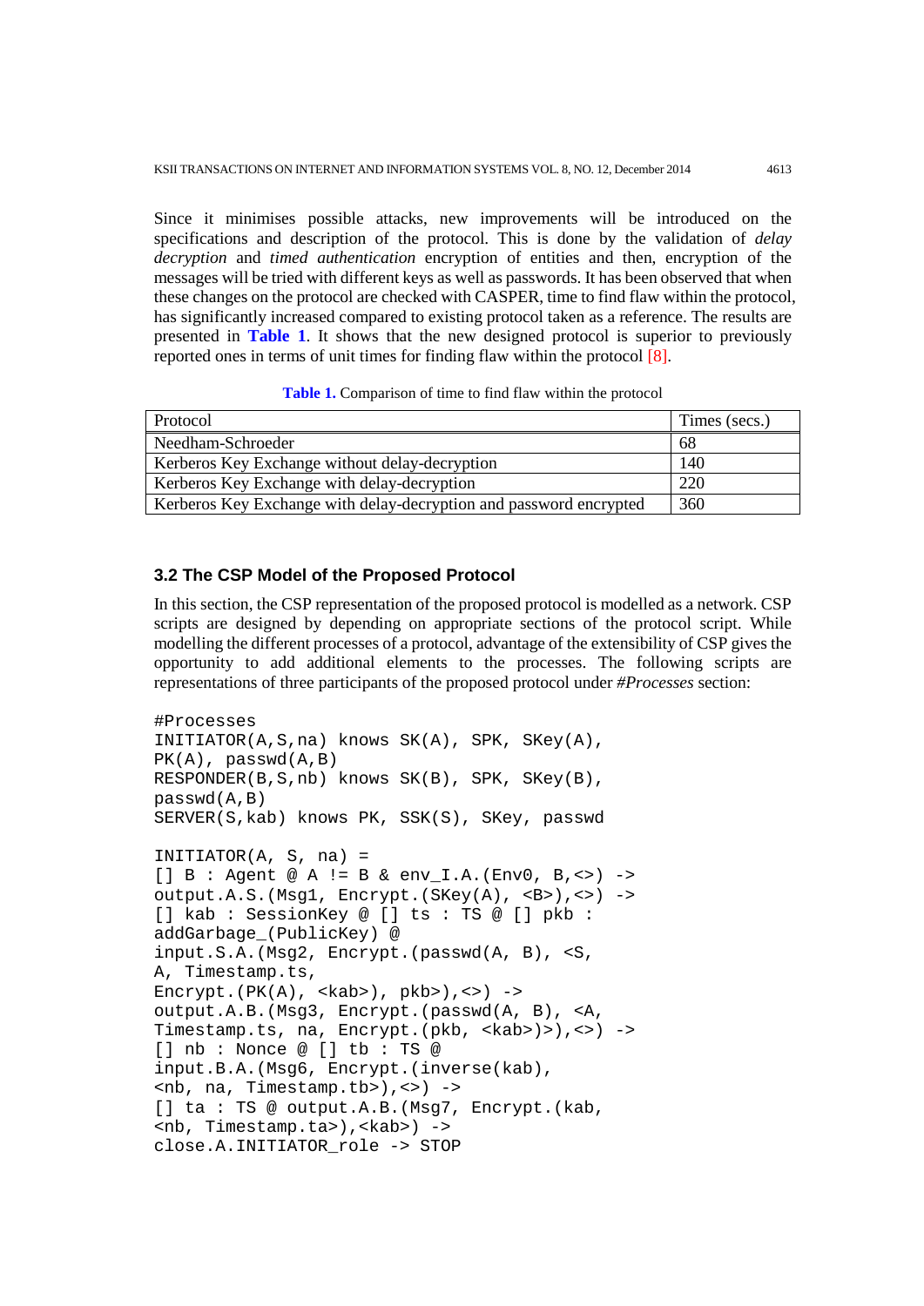Since it minimises possible attacks, new improvements will be introduced on the specifications and description of the protocol. This is done by the validation of *delay decryption* and *timed authentication* encryption of entities and then, encryption of the messages will be tried with different keys as well as passwords. It has been observed that when these changes on the protocol are checked with CASPER, time to find flaw within the protocol, has significantly increased compared to existing protocol taken as a reference. The results are presented in **Table 1**. It shows that the new designed protocol is superior to previously reported ones in terms of unit times for finding flaw within the protocol [8].

**Table 1.** Comparison of time to find flaw within the protocol

| Protocol | Times (secs.) |
| --- | --- |
| Needham-Schroeder | 68 |
| Kerberos Key Exchange without delay-decryption | 140 |
| Kerberos Key Exchange with delay-decryption | 220 |
| Kerberos Key Exchange with delay-decryption and password encrypted | 360 |

### 3.2 The CSP Model of the Proposed Protocol

In this section, the CSP representation of the proposed protocol is modelled as a network. CSP scripts are designed by depending on appropriate sections of the protocol script. While modelling the different processes of a protocol, advantage of the extensibility of CSP gives the opportunity to add additional elements to the processes. The following scripts are representations of three participants of the proposed protocol under *#Processes* section:

```
#Processes
INITIATOR(A,S,na) knows SK(A), SPK, SKey(A),
PK(A), passwd(A,B)
RESPONDER(B,S,nb) knows SK(B), SPK, SKey(B),
passwd(A,B)
SERVER(S,kab) knows PK, SSK(S), SKey, passwd

INITIATOR(A, S, na) =
[] B : Agent @ A != B & env_I.A.(Env0, B,<>) ->
output.A.S.(Msg1, Encrypt.(SKey(A), <B>),<>) ->
[] kab : SessionKey @ [] ts : TS @ [] pkb :
addGarbage_(PublicKey) @
input.S.A.(Msg2, Encrypt.(passwd(A, B), <S,
A, Timestamp.ts,
Encrypt.(PK(A), <kab>), pkb>),<>) ->
output.A.B.(Msg3, Encrypt.(passwd(A, B), <A,
Timestamp.ts, na, Encrypt.(pkb, <kab>)>),<>) ->
[] nb : Nonce @ [] tb : TS @
input.B.A.(Msg6, Encrypt.(inverse(kab),
<nb, na, Timestamp.tb>),<>) ->
[] ta : TS @ output.A.B.(Msg7, Encrypt.(kab,
<nb, Timestamp.ta>),<kab>) ->
close.A.INITIATOR_role -> STOP
```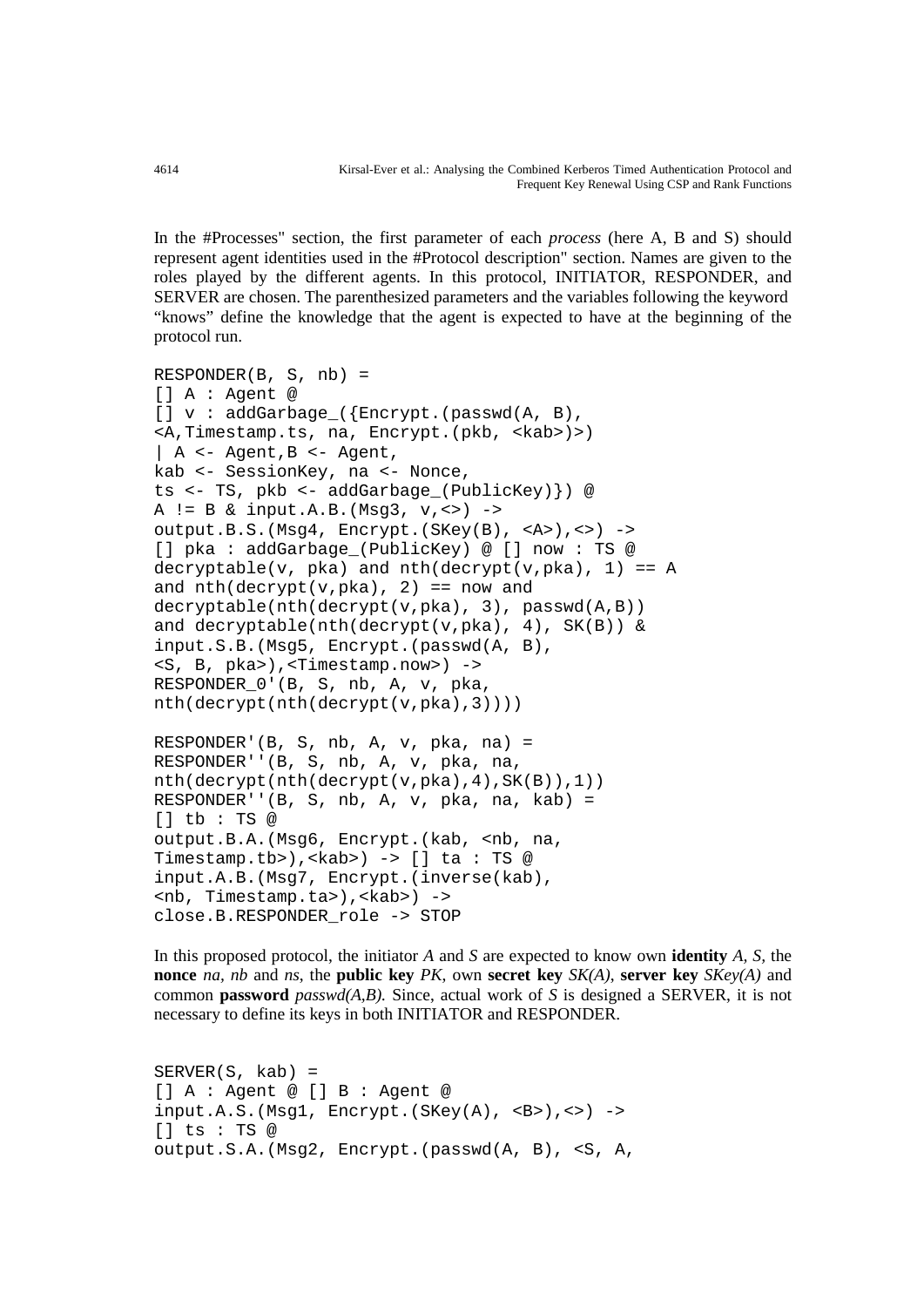In the #Processes" section, the first parameter of each *process* (here A, B and S) should represent agent identities used in the #Protocol description" section. Names are given to the roles played by the different agents. In this protocol, INITIATOR, RESPONDER, and SERVER are chosen. The parenthesized parameters and the variables following the keyword "knows" define the knowledge that the agent is expected to have at the beginning of the protocol run.

```
RESPONDER(B, S, nb) =
[] A : Agent @
[] v : addGarbage_({Encrypt.(passwd(A, B),
<A,Timestamp.ts, na, Encrypt.(pkb, <kab>)>)
| A <- Agent,B <- Agent,
kab <- SessionKey, na <- Nonce,
ts <- TS, pkb <- addGarbage_(PublicKey)}) @
A != B & input.A.B.(Msg3, v,<>) ->
output.B.S.(Msg4, Encrypt.(SKey(B), <A>),<>) ->
[] pka : addGarbage_(PublicKey) @ [] now : TS @
decryptable(v, pka) and nth(decrypt(v,pka), 1) == A
and nth(decrypt(v,pka), 2) == now and
decryptable(nth(decrypt(v,pka), 3), passwd(A,B))
and decryptable(nth(decrypt(v,pka), 4), SK(B)) &
input.S.B.(Msg5, Encrypt.(passwd(A, B),
<S, B, pka>),<Timestamp.now>) ->
RESPONDER_0'(B, S, nb, A, v, pka,
nth(decrypt(nth(decrypt(v,pka),3))))

RESPONDER'(B, S, nb, A, v, pka, na) =
RESPONDER''(B, S, nb, A, v, pka, na,
nth(decrypt(nth(decrypt(v,pka),4),SK(B)),1))
RESPONDER''(B, S, nb, A, v, pka, na, kab) =
[] tb : TS @
output.B.A.(Msg6, Encrypt.(kab, <nb, na,
Timestamp.tb>),<kab>) -> [] ta : TS @
input.A.B.(Msg7, Encrypt.(inverse(kab),
<nb, Timestamp.ta>),<kab>) ->
close.B.RESPONDER_role -> STOP
```

In this proposed protocol, the initiator *A* and *S* are expected to know own **identity** *A*, *S*, the **nonce** *na*, *nb* and *ns*, the **public key** *PK*, own **secret key** *SK(A)*, **server key** *SKey(A)* and common **password** *passwd(A,B).* Since, actual work of *S* is designed a SERVER, it is not necessary to define its keys in both INITIATOR and RESPONDER.

```
SERVER(S, kab) =
[] A : Agent @ [] B : Agent @
input.A.S.(Msg1, Encrypt.(SKey(A), <B>),<>) ->
[] ts : TS @
output.S.A.(Msg2, Encrypt.(passwd(A, B), <S, A,
```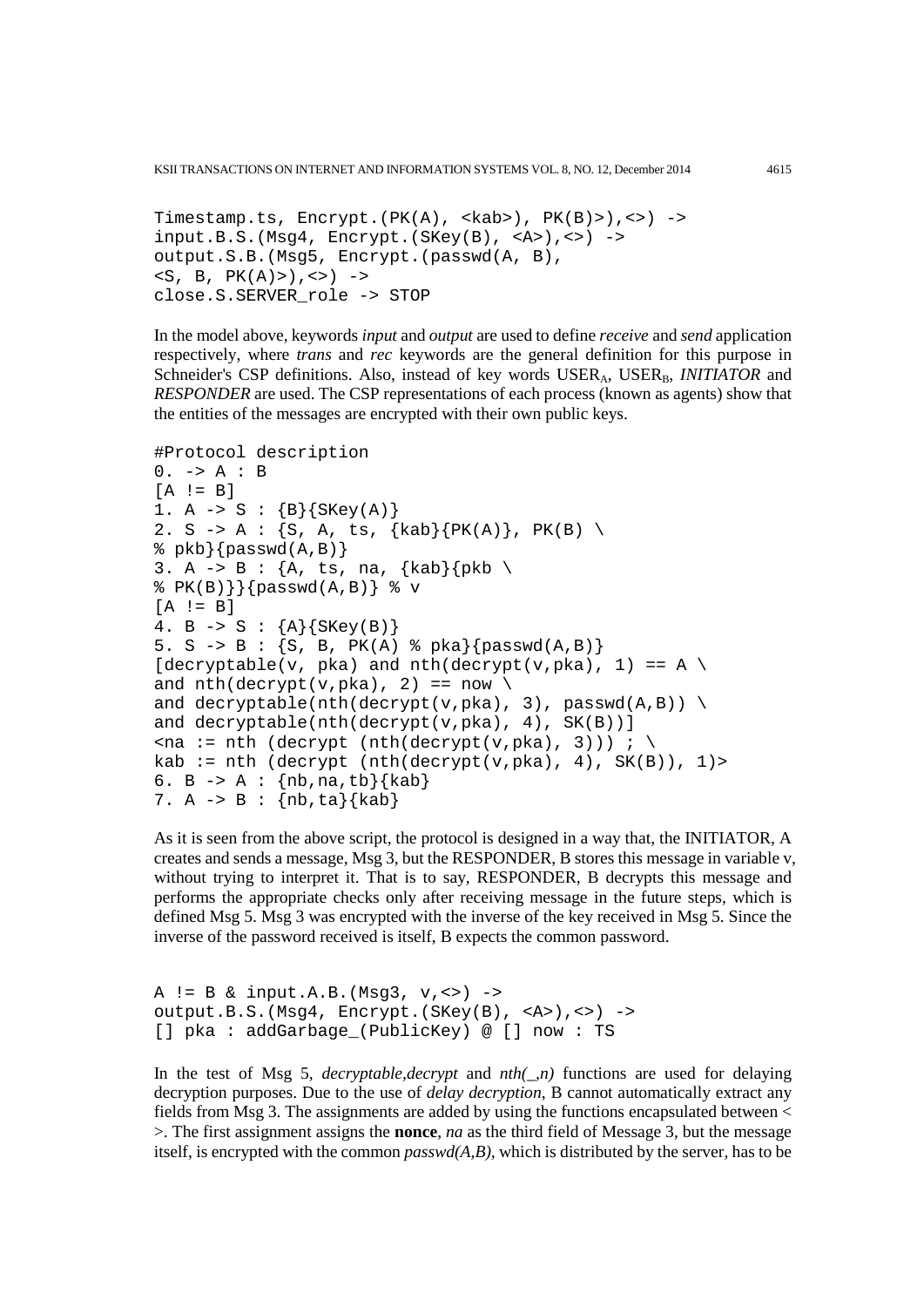```
Timestamp.ts, Encrypt.(PK(A), <kab>), PK(B)>),<>) ->
input.B.S.(Msg4, Encrypt.(SKey(B), <A>),<>) ->
output.S.B.(Msg5, Encrypt.(passwd(A, B),
<S, B, PK(A)>),<>) ->
close.S.SERVER_role -> STOP
```

In the model above, keywords *input* and *output* are used to define *receive* and *send* application respectively, where *trans* and *rec* keywords are the general definition for this purpose in Schneider's CSP definitions. Also, instead of key words $USER_A$, $USER_B$, *INITIATOR* and *RESPONDER* are used. The CSP representations of each process (known as agents) show that the entities of the messages are encrypted with their own public keys.

```
#Protocol description
0. -> A : B
[A != B]
1. A -> S : {B}{SKey(A)}
2. S -> A : {S, A, ts, {kab}{PK(A)}, PK(B) \
% pkb}{passwd(A,B)}
3. A -> B : {A, ts, na, {kab}{pkb \
% PK(B)}}{passwd(A,B)} % v
[A != B]
4. B -> S : {A}{SKey(B)}
5. S -> B : {S, B, PK(A) % pka}{passwd(A,B)}
[decryptable(v, pka) and nth(decrypt(v,pka), 1) == A \
and nth(decrypt(v,pka), 2) == now \
and decryptable(nth(decrypt(v,pka), 3), passwd(A,B)) \
and decryptable(nth(decrypt(v,pka), 4), SK(B))]
<na := nth (decrypt (nth(decrypt(v,pka), 3))) ; \
kab := nth (decrypt (nth(decrypt(v,pka), 4), SK(B)), 1)>
6. B -> A : {nb,na,tb}{kab}
7. A -> B : {nb,ta}{kab}
```

As it is seen from the above script, the protocol is designed in a way that, the INITIATOR, A creates and sends a message, Msg 3, but the RESPONDER, B stores this message in variable v, without trying to interpret it. That is to say, RESPONDER, B decrypts this message and performs the appropriate checks only after receiving message in the future steps, which is defined Msg 5. Msg 3 was encrypted with the inverse of the key received in Msg 5. Since the inverse of the password received is itself, B expects the common password.

```
A != B & input.A.B.(Msg3, v,<>) ->
output.B.S.(Msg4, Encrypt.(SKey(B), <A>),<>) ->
[] pka : addGarbage_(PublicKey) @ [] now : TS
```

In the test of Msg 5, *decryptable,decrypt* and *nth(_,n)* functions are used for delaying decryption purposes. Due to the use of *delay decryption*, B cannot automatically extract any fields from Msg 3. The assignments are added by using the functions encapsulated between < >. The first assignment assigns the **nonce**, *na* as the third field of Message 3, but the message itself, is encrypted with the common *passwd(A,B)*, which is distributed by the server, has to be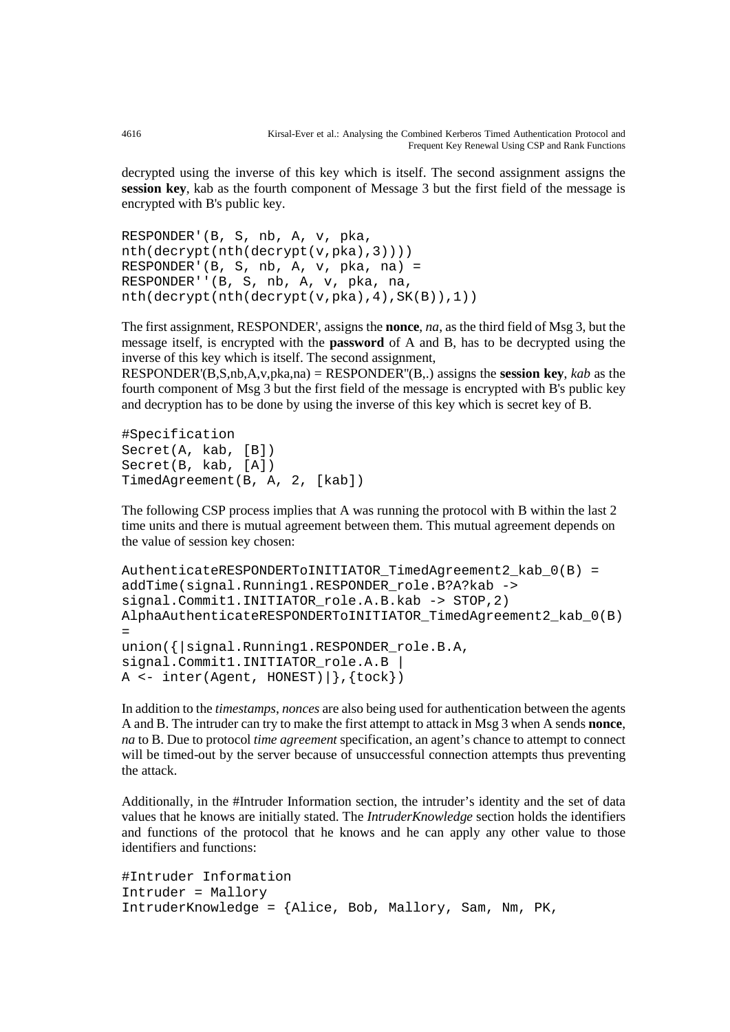decrypted using the inverse of this key which is itself. The second assignment assigns the **session key**, kab as the fourth component of Message 3 but the first field of the message is encrypted with B's public key.

```
RESPONDER'(B, S, nb, A, v, pka,
nth(decrypt(nth(decrypt(v,pka),3))))
RESPONDER'(B, S, nb, A, v, pka, na) =
RESPONDER''(B, S, nb, A, v, pka, na,
nth(decrypt(nth(decrypt(v,pka),4),SK(B)),1))
```

The first assignment, RESPONDER', assigns the **nonce**, *na*, as the third field of Msg 3, but the message itself, is encrypted with the **password** of A and B, has to be decrypted using the inverse of this key which is itself. The second assignment,

RESPONDER'(B,S,nb,A,v,pka,na) = RESPONDER''(B,.) assigns the **session key**, *kab* as the fourth component of Msg 3 but the first field of the message is encrypted with B's public key and decryption has to be done by using the inverse of this key which is secret key of B.

```
#Specification
Secret(A, kab, [B])
Secret(B, kab, [A])
TimedAgreement(B, A, 2, [kab])
```

The following CSP process implies that A was running the protocol with B within the last 2 time units and there is mutual agreement between them. This mutual agreement depends on the value of session key chosen:

```
AuthenticateRESPONDERToINITIATOR_TimedAgreement2_kab_0(B) =
addTime(signal.Running1.RESPONDER_role.B?A?kab ->
signal.Commit1.INITIATOR_role.A.B.kab -> STOP,2)
AlphaAuthenticateRESPONDERToINITIATOR_TimedAgreement2_kab_0(B)
=
union({|signal.Running1.RESPONDER_role.B.A,
signal.Commit1.INITIATOR_role.A.B |
A <- inter(Agent, HONEST)|},{tock})
```

In addition to the *timestamps*, *nonces* are also being used for authentication between the agents A and B. The intruder can try to make the first attempt to attack in Msg 3 when A sends **nonce**, *na* to B. Due to protocol *time agreement* specification, an agent's chance to attempt to connect will be timed-out by the server because of unsuccessful connection attempts thus preventing the attack.

Additionally, in the #Intruder Information section, the intruder's identity and the set of data values that he knows are initially stated. The *IntruderKnowledge* section holds the identifiers and functions of the protocol that he knows and he can apply any other value to those identifiers and functions:

```
#Intruder Information
Intruder = Mallory
IntruderKnowledge = {Alice, Bob, Mallory, Sam, Nm, PK,
```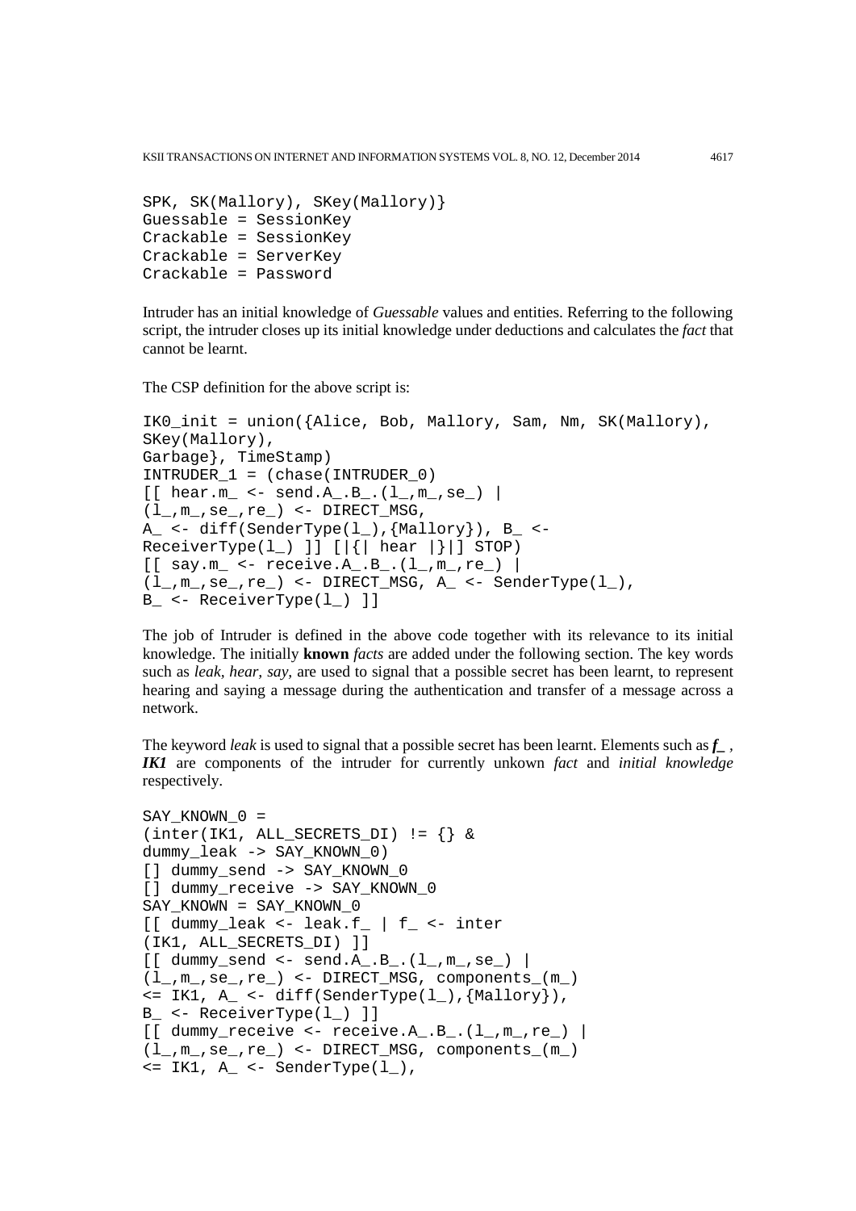```
SPK, SK(Mallory), SKey(Mallory)}
Guessable = SessionKey
Crackable = SessionKey
Crackable = ServerKey
Crackable = Password
```

Intruder has an initial knowledge of *Guessable* values and entities. Referring to the following script, the intruder closes up its initial knowledge under deductions and calculates the *fact* that cannot be learnt.

The CSP definition for the above script is:

```
IK0_init = union({Alice, Bob, Mallory, Sam, Nm, SK(Mallory),
SKey(Mallory),
Garbage}, TimeStamp)
INTRUDER_1 = (chase(INTRUDER_0)
[[ hear.m_ <- send.A_.B_.(l_,m_,se_) |
(l_,m_,se_,re_) <- DIRECT_MSG,
A_ <- diff(SenderType(l_),{Mallory}), B_ <-
ReceiverType(l_) ]] [|{| hear |}|] STOP)
[[ say.m_ <- receive.A_.B_.(l_,m_,re_) |
(l_,m_,se_,re_) <- DIRECT_MSG, A_ <- SenderType(l_),
B_ <- ReceiverType(l_) ]]
```

The job of Intruder is defined in the above code together with its relevance to its initial knowledge. The initially **known** *facts* are added under the following section. The key words such as *leak, hear, say,* are used to signal that a possible secret has been learnt, to represent hearing and saying a message during the authentication and transfer of a message across a network.

The keyword *leak* is used to signal that a possible secret has been learnt. Elements such as ***f_*** , ***IK1*** are components of the intruder for currently unkown *fact* and *initial knowledge* respectively.

```
SAY_KNOWN_0 =
(inter(IK1, ALL_SECRETS_DI) != {} &
dummy_leak -> SAY_KNOWN_0)
[] dummy_send -> SAY_KNOWN_0
[] dummy_receive -> SAY_KNOWN_0
SAY_KNOWN = SAY_KNOWN_0
[[ dummy_leak <- leak.f_ | f_ <- inter
(IK1, ALL_SECRETS_DI) ]]
[[ dummy_send <- send.A_.B_.(l_,m_,se_) |
(l_,m_,se_,re_) <- DIRECT_MSG, components_(m_)
<= IK1, A_ <- diff(SenderType(l_),{Mallory}),
B_ <- ReceiverType(l_) ]]
[[ dummy_receive <- receive.A_.B_.(l_,m_,re_) |
(l_,m_,se_,re_) <- DIRECT_MSG, components_(m_)
<= IK1, A_ <- SenderType(l_),
```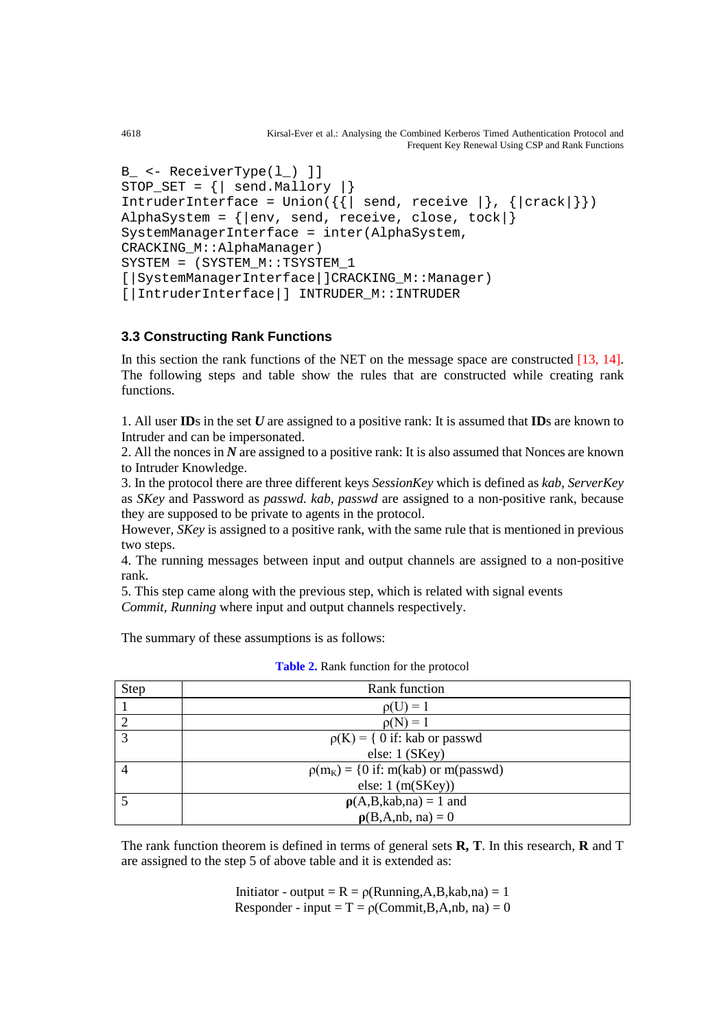```
B_ <- ReceiverType(l_) ]]
STOP_SET = {| send.Mallory |}
IntruderInterface = Union({{| send, receive |}, {|crack|}})
AlphaSystem = {|env, send, receive, close, tock|}
SystemManagerInterface = inter(AlphaSystem,
CRACKING_M::AlphaManager)
SYSTEM = (SYSTEM_M::TSYSTEM_1
[|SystemManagerInterface|]CRACKING_M::Manager)
[|IntruderInterface|] INTRUDER_M::INTRUDER
```

### 3.3 Constructing Rank Functions

In this section the rank functions of the NET on the message space are constructed [13, 14]. The following steps and table show the rules that are constructed while creating rank functions.

1. All user **ID**s in the set ***U*** are assigned to a positive rank: It is assumed that **ID**s are known to Intruder and can be impersonated.
2. All the nonces in ***N*** are assigned to a positive rank: It is also assumed that Nonces are known to Intruder Knowledge.
3. In the protocol there are three different keys *SessionKey* which is defined as *kab*, *ServerKey* as *SKey* and Password as *passwd*. *kab*, *passwd* are assigned to a non-positive rank, because they are supposed to be private to agents in the protocol.
However, *SKey* is assigned to a positive rank, with the same rule that is mentioned in previous two steps.
4. The running messages between input and output channels are assigned to a non-positive rank.
5. This step came along with the previous step, which is related with signal events *Commit*, *Running* where input and output channels respectively.

The summary of these assumptions is as follows:

**Table 2.** Rank function for the protocol

| Step | Rank function |
|---|---|
| 1 | $\rho(U) = 1$ |
| 2 | $\rho(N) = 1$ |
| 3 | $\rho(K) = \{$ 0 if: kab or passwd<br>else: 1 (SKey) |
| 4 | $\rho(m_K) = \{$0 if: m(kab) or m(passwd)<br>else: 1 (m(SKey)) |
| 5 | $\boldsymbol{\rho}$(A,B,kab,na) = 1 and<br>$\boldsymbol{\rho}$(B,A,nb, na) = 0 |

The rank function theorem is defined in terms of general sets **R**, **T**. In this research, **R** and T are assigned to the step 5 of above table and it is extended as:

Initiator - output = R = $\rho$(Running,A,B,kab,na) = 1
Responder - input = T = $\rho$(Commit,B,A,nb, na) = 0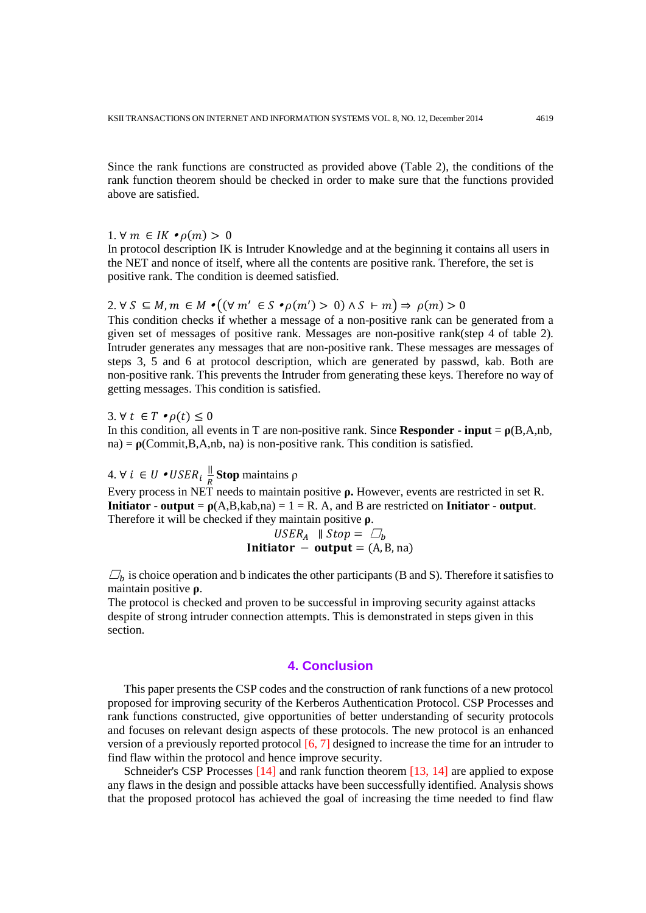Since the rank functions are constructed as provided above (Table 2), the conditions of the rank function theorem should be checked in order to make sure that the functions provided above are satisfied.

1. $\forall\ m\ \in IK \bullet \rho(m) > 0$
In protocol description IK is Intruder Knowledge and at the beginning it contains all users in the NET and nonce of itself, where all the contents are positive rank. Therefore, the set is positive rank. The condition is deemed satisfied.

2. $\forall\ S\ \subseteq M, m\ \in M \bullet \big((\forall\ m'\ \in S \bullet \rho(m') > 0) \wedge S\ \vdash m\big) \Rightarrow\ \rho(m) > 0$
This condition checks if whether a message of a non-positive rank can be generated from a given set of messages of positive rank. Messages are non-positive rank(step 4 of table 2). Intruder generates any messages that are non-positive rank. These messages are messages of steps 3, 5 and 6 at protocol description, which are generated by passwd, kab. Both are non-positive rank. This prevents the Intruder from generating these keys. Therefore no way of getting messages. This condition is satisfied.

3. $\forall\ t\ \in T \bullet \rho(t) \leq 0$
In this condition, all events in T are non-positive rank. Since **Responder - input** = **ρ**(B,A,nb, na) = **ρ**(Commit,B,A,nb, na) is non-positive rank. This condition is satisfied.

4. $\forall\ i\ \in U \bullet USER_i \underset{R}{\|}$ **Stop** maintains ρ
Every process in NET needs to maintain positive **ρ.** However, events are restricted in set R. **Initiator** - **output** = **ρ**(A,B,kab,na) = 1 = R. A, and B are restricted on **Initiator** - **output**. Therefore it will be checked if they maintain positive **ρ**.

$$USER_A\ \ \|\ Stop = \ \square_b$$
$$\textbf{Initiator}\ -\ \textbf{output} = (\text{A}, \text{B}, \text{na})$$

$\square_b$ is choice operation and b indicates the other participants (B and S). Therefore it satisfies to maintain positive **ρ**.
The protocol is checked and proven to be successful in improving security against attacks despite of strong intruder connection attempts. This is demonstrated in steps given in this section.

## 4. Conclusion

This paper presents the CSP codes and the construction of rank functions of a new protocol proposed for improving security of the Kerberos Authentication Protocol. CSP Processes and rank functions constructed, give opportunities of better understanding of security protocols and focuses on relevant design aspects of these protocols. The new protocol is an enhanced version of a previously reported protocol [6, 7] designed to increase the time for an intruder to find flaw within the protocol and hence improve security.

Schneider's CSP Processes [14] and rank function theorem [13, 14] are applied to expose any flaws in the design and possible attacks have been successfully identified. Analysis shows that the proposed protocol has achieved the goal of increasing the time needed to find flaw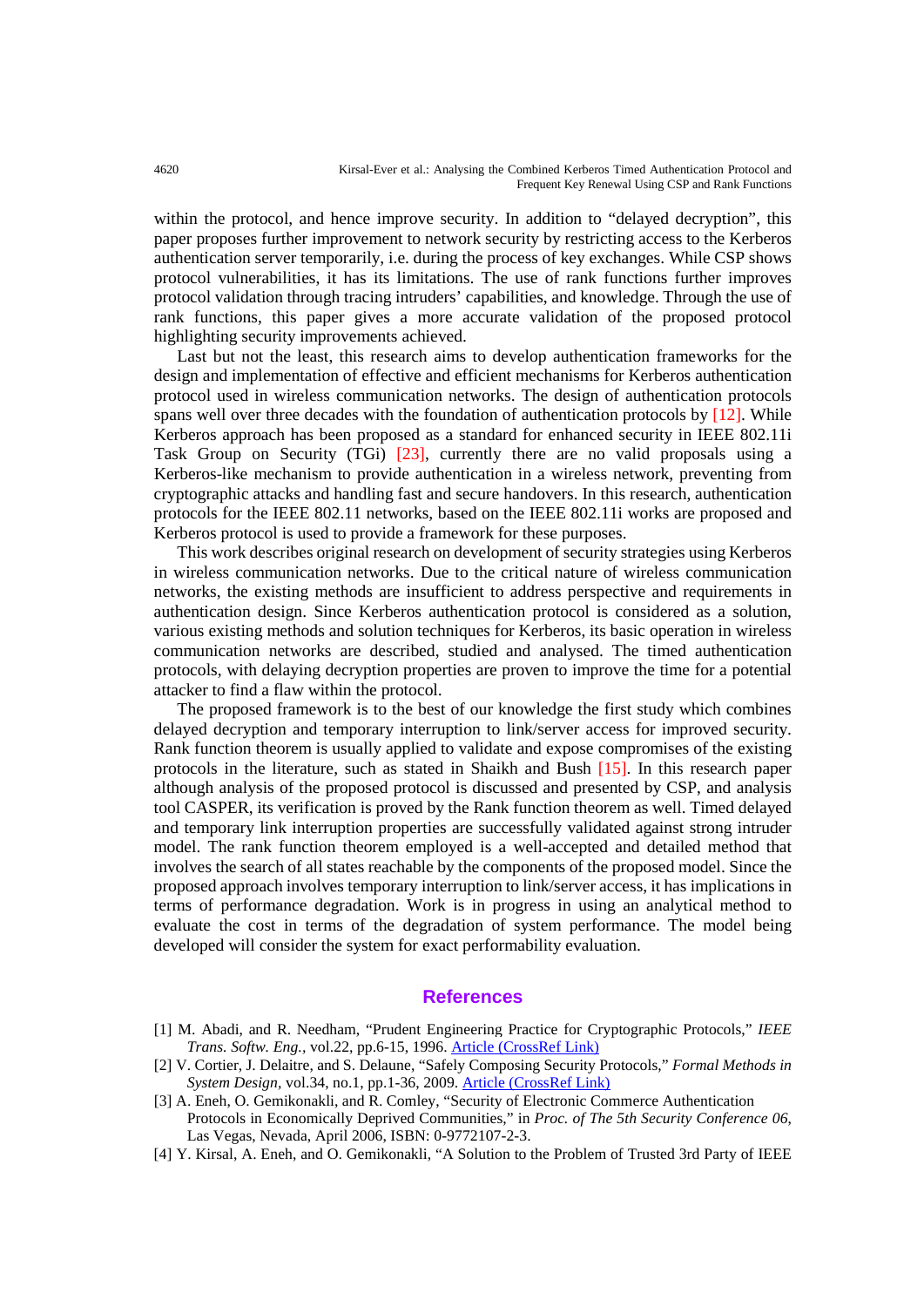within the protocol, and hence improve security. In addition to "delayed decryption", this paper proposes further improvement to network security by restricting access to the Kerberos authentication server temporarily, i.e. during the process of key exchanges. While CSP shows protocol vulnerabilities, it has its limitations. The use of rank functions further improves protocol validation through tracing intruders' capabilities, and knowledge. Through the use of rank functions, this paper gives a more accurate validation of the proposed protocol highlighting security improvements achieved.

Last but not the least, this research aims to develop authentication frameworks for the design and implementation of effective and efficient mechanisms for Kerberos authentication protocol used in wireless communication networks. The design of authentication protocols spans well over three decades with the foundation of authentication protocols by [12]. While Kerberos approach has been proposed as a standard for enhanced security in IEEE 802.11i Task Group on Security (TGi) [23], currently there are no valid proposals using a Kerberos-like mechanism to provide authentication in a wireless network, preventing from cryptographic attacks and handling fast and secure handovers. In this research, authentication protocols for the IEEE 802.11 networks, based on the IEEE 802.11i works are proposed and Kerberos protocol is used to provide a framework for these purposes.

This work describes original research on development of security strategies using Kerberos in wireless communication networks. Due to the critical nature of wireless communication networks, the existing methods are insufficient to address perspective and requirements in authentication design. Since Kerberos authentication protocol is considered as a solution, various existing methods and solution techniques for Kerberos, its basic operation in wireless communication networks are described, studied and analysed. The timed authentication protocols, with delaying decryption properties are proven to improve the time for a potential attacker to find a flaw within the protocol.

The proposed framework is to the best of our knowledge the first study which combines delayed decryption and temporary interruption to link/server access for improved security. Rank function theorem is usually applied to validate and expose compromises of the existing protocols in the literature, such as stated in Shaikh and Bush [15]. In this research paper although analysis of the proposed protocol is discussed and presented by CSP, and analysis tool CASPER, its verification is proved by the Rank function theorem as well. Timed delayed and temporary link interruption properties are successfully validated against strong intruder model. The rank function theorem employed is a well-accepted and detailed method that involves the search of all states reachable by the components of the proposed model. Since the proposed approach involves temporary interruption to link/server access, it has implications in terms of performance degradation. Work is in progress in using an analytical method to evaluate the cost in terms of the degradation of system performance. The model being developed will consider the system for exact performability evaluation.

## References

[1] M. Abadi, and R. Needham, "Prudent Engineering Practice for Cryptographic Protocols," *IEEE Trans. Softw. Eng.*, vol.22, pp.6-15, 1996. Article (CrossRef Link)

[2] V. Cortier, J. Delaitre, and S. Delaune, "Safely Composing Security Protocols," *Formal Methods in System Design*, vol.34, no.1, pp.1-36, 2009. Article (CrossRef Link)

[3] A. Eneh, O. Gemikonakli, and R. Comley, "Security of Electronic Commerce Authentication Protocols in Economically Deprived Communities," in *Proc. of The 5th Security Conference 06*, Las Vegas, Nevada, April 2006, ISBN: 0-9772107-2-3.

[4] Y. Kirsal, A. Eneh, and O. Gemikonakli, "A Solution to the Problem of Trusted 3rd Party of IEEE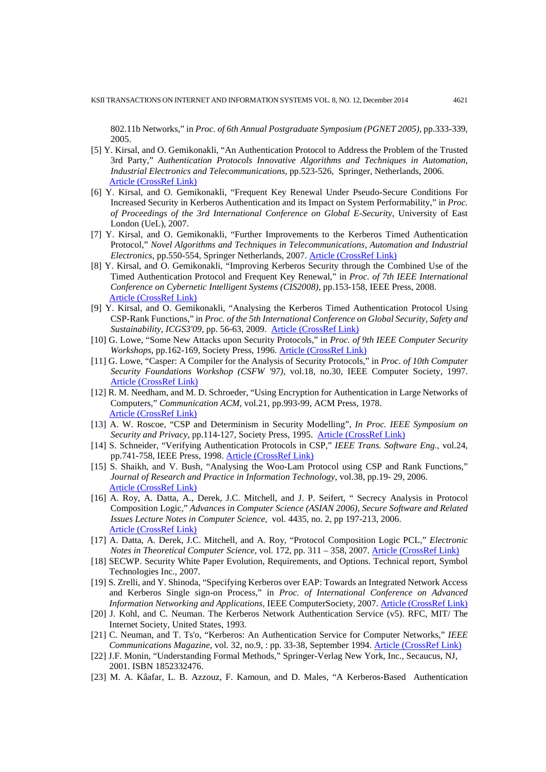802.11b Networks," in *Proc. of 6th Annual Postgraduate Symposium (PGNET 2005)*, pp.333-339, 2005.

[5] Y. Kirsal, and O. Gemikonakli, "An Authentication Protocol to Address the Problem of the Trusted 3rd Party," *Authentication Protocols Innovative Algorithms and Techniques in Automation, Industrial Electronics and Telecommunications*, pp.523-526, Springer, Netherlands, 2006. Article (CrossRef Link)

[6] Y. Kirsal, and O. Gemikonakli, "Frequent Key Renewal Under Pseudo-Secure Conditions For Increased Security in Kerberos Authentication and its Impact on System Performability," in *Proc. of Proceedings of the 3rd International Conference on Global E-Security*, University of East London (UeL), 2007.

[7] Y. Kirsal, and O. Gemikonakli, "Further Improvements to the Kerberos Timed Authentication Protocol," *Novel Algorithms and Techniques in Telecommunications, Automation and Industrial Electronics*, pp.550-554, Springer Netherlands, 2007. Article (CrossRef Link)

[8] Y. Kirsal, and O. Gemikonakli, "Improving Kerberos Security through the Combined Use of the Timed Authentication Protocol and Frequent Key Renewal," in *Proc. of 7th IEEE International Conference on Cybernetic Intelligent Systems (CIS2008)*, pp.153-158, IEEE Press, 2008. Article (CrossRef Link)

[9] Y. Kirsal, and O. Gemikonakli, "Analysing the Kerberos Timed Authentication Protocol Using CSP-Rank Functions," in *Proc. of the 5th International Conference on Global Security, Safety and Sustainability, ICGS3'09*, pp. 56-63, 2009. Article (CrossRef Link)

[10] G. Lowe, "Some New Attacks upon Security Protocols," in *Proc. of 9th IEEE Computer Security Workshops*, pp.162-169, Society Press, 1996. Article (CrossRef Link)

[11] G. Lowe, "Casper: A Compiler for the Analysis of Security Protocols," in *Proc. of 10th Computer Security Foundations Workshop (CSFW '97)*, vol.18, no.30, IEEE Computer Society, 1997. Article (CrossRef Link)

[12] R. M. Needham, and M. D. Schroeder, "Using Encryption for Authentication in Large Networks of Computers," *Communication ACM*, vol.21, pp.993-99, ACM Press, 1978. Article (CrossRef Link)

[13] A. W. Roscoe, "CSP and Determinism in Security Modelling", *In Proc. IEEE Symposium on Security and Privacy*, pp.114-127, Society Press, 1995. Article (CrossRef Link)

[14] S. Schneider, "Verifying Authentication Protocols in CSP," *IEEE Trans. Software Eng.*, vol.24, pp.741-758, IEEE Press, 1998. Article (CrossRef Link)

[15] S. Shaikh, and V. Bush, "Analysing the Woo-Lam Protocol using CSP and Rank Functions," *Journal of Research and Practice in Information Technology*, vol.38, pp.19- 29, 2006. Article (CrossRef Link)

[16] A. Roy, A. Datta, A., Derek, J.C. Mitchell, and J. P. Seifert, " Secrecy Analysis in Protocol Composition Logic," *Advances in Computer Science (ASIAN 2006), Secure Software and Related Issues Lecture Notes in Computer Science*, vol. 4435, no. 2, pp 197-213, 2006. Article (CrossRef Link)

[17] A. Datta, A. Derek, J.C. Mitchell, and A. Roy, "Protocol Composition Logic PCL," *Electronic Notes in Theoretical Computer Science*, vol. 172, pp. 311 – 358, 2007. Article (CrossRef Link)

[18] SECWP. Security White Paper Evolution, Requirements, and Options. Technical report, Symbol Technologies Inc., 2007.

[19] S. Zrelli, and Y. Shinoda, "Specifying Kerberos over EAP: Towards an Integrated Network Access and Kerberos Single sign-on Process," in *Proc. of International Conference on Advanced Information Networking and Applications*, IEEE ComputerSociety, 2007. Article (CrossRef Link)

[20] J. Kohl, and C. Neuman. The Kerberos Network Authentication Service (v5). RFC, MIT/ The Internet Society, United States, 1993.

[21] C. Neuman, and T. Ts'o, "Kerberos: An Authentication Service for Computer Networks," *IEEE Communications Magazine*, vol. 32, no.9, : pp. 33-38, September 1994. Article (CrossRef Link)

[22] J.F. Monin, "Understanding Formal Methods," Springer-Verlag New York, Inc., Secaucus, NJ, 2001. ISBN 1852332476.

[23] M. A. Kâafar, L. B. Azzouz, F. Kamoun, and D. Males, "A Kerberos-Based Authentication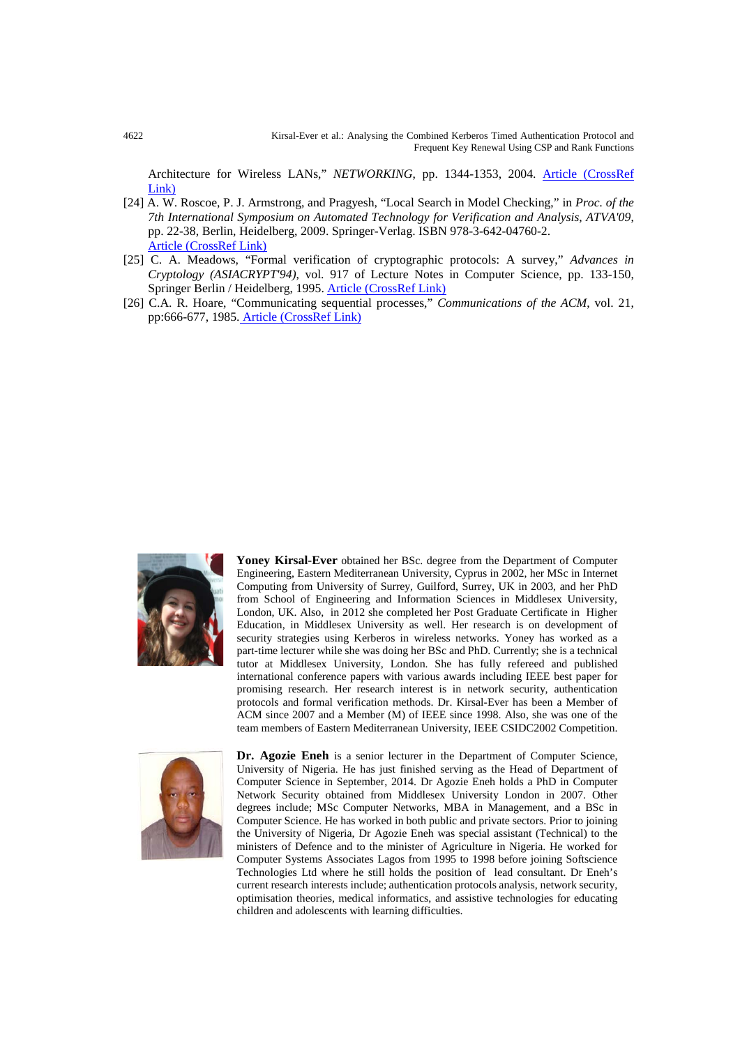Architecture for Wireless LANs," *NETWORKING*, pp. 1344-1353, 2004. Article (CrossRef Link)

[24] A. W. Roscoe, P. J. Armstrong, and Pragyesh, "Local Search in Model Checking," in *Proc. of the 7th International Symposium on Automated Technology for Verification and Analysis, ATVA'09*, pp. 22-38, Berlin, Heidelberg, 2009. Springer-Verlag. ISBN 978-3-642-04760-2. Article (CrossRef Link)

[25] C. A. Meadows, "Formal verification of cryptographic protocols: A survey," *Advances in Cryptology (ASIACRYPT'94)*, vol. 917 of Lecture Notes in Computer Science, pp. 133-150, Springer Berlin / Heidelberg, 1995. Article (CrossRef Link)

[26] C.A. R. Hoare, "Communicating sequential processes," *Communications of the ACM*, vol. 21, pp:666-677, 1985. Article (CrossRef Link)

**Yoney Kirsal-Ever** obtained her BSc. degree from the Department of Computer Engineering, Eastern Mediterranean University, Cyprus in 2002, her MSc in Internet Computing from University of Surrey, Guilford, Surrey, UK in 2003, and her PhD from School of Engineering and Information Sciences in Middlesex University, London, UK. Also, in 2012 she completed her Post Graduate Certificate in Higher Education, in Middlesex University as well. Her research is on development of security strategies using Kerberos in wireless networks. Yoney has worked as a part-time lecturer while she was doing her BSc and PhD. Currently; she is a technical tutor at Middlesex University, London. She has fully refereed and published international conference papers with various awards including IEEE best paper for promising research. Her research interest is in network security, authentication protocols and formal verification methods. Dr. Kirsal-Ever has been a Member of ACM since 2007 and a Member (M) of IEEE since 1998. Also, she was one of the team members of Eastern Mediterranean University, IEEE CSIDC2002 Competition.

**Dr. Agozie Eneh** is a senior lecturer in the Department of Computer Science, University of Nigeria. He has just finished serving as the Head of Department of Computer Science in September, 2014. Dr Agozie Eneh holds a PhD in Computer Network Security obtained from Middlesex University London in 2007. Other degrees include; MSc Computer Networks, MBA in Management, and a BSc in Computer Science. He has worked in both public and private sectors. Prior to joining the University of Nigeria, Dr Agozie Eneh was special assistant (Technical) to the ministers of Defence and to the minister of Agriculture in Nigeria. He worked for Computer Systems Associates Lagos from 1995 to 1998 before joining Softscience Technologies Ltd where he still holds the position of lead consultant. Dr Eneh's current research interests include; authentication protocols analysis, network security, optimisation theories, medical informatics, and assistive technologies for educating children and adolescents with learning difficulties.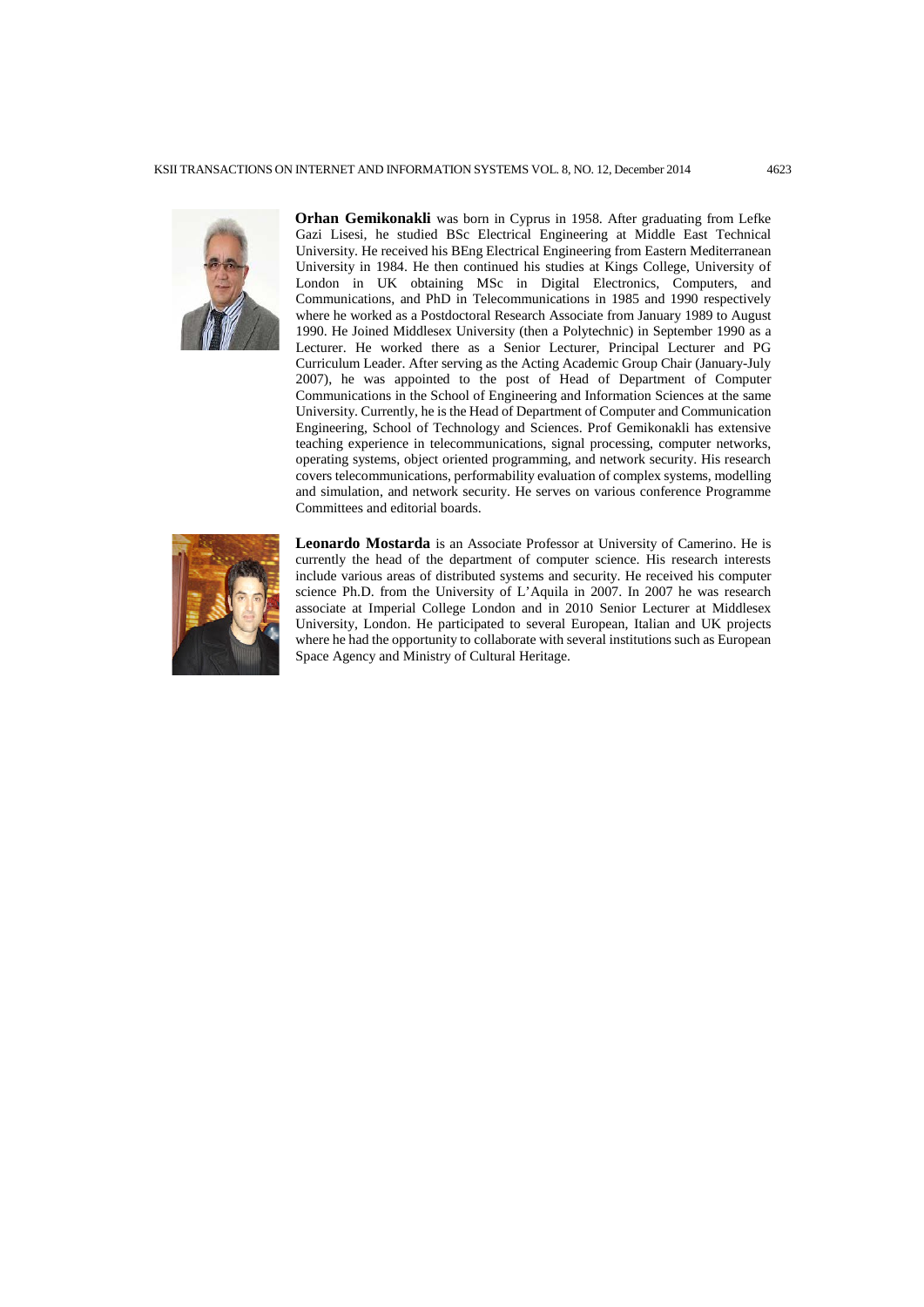**Orhan Gemikonakli** was born in Cyprus in 1958. After graduating from Lefke Gazi Lisesi, he studied BSc Electrical Engineering at Middle East Technical University. He received his BEng Electrical Engineering from Eastern Mediterranean University in 1984. He then continued his studies at Kings College, University of London in UK obtaining MSc in Digital Electronics, Computers, and Communications, and PhD in Telecommunications in 1985 and 1990 respectively where he worked as a Postdoctoral Research Associate from January 1989 to August 1990. He Joined Middlesex University (then a Polytechnic) in September 1990 as a Lecturer. He worked there as a Senior Lecturer, Principal Lecturer and PG Curriculum Leader. After serving as the Acting Academic Group Chair (January-July 2007), he was appointed to the post of Head of Department of Computer Communications in the School of Engineering and Information Sciences at the same University. Currently, he is the Head of Department of Computer and Communication Engineering, School of Technology and Sciences. Prof Gemikonakli has extensive teaching experience in telecommunications, signal processing, computer networks, operating systems, object oriented programming, and network security. His research covers telecommunications, performability evaluation of complex systems, modelling and simulation, and network security. He serves on various conference Programme Committees and editorial boards.

**Leonardo Mostarda** is an Associate Professor at University of Camerino. He is currently the head of the department of computer science. His research interests include various areas of distributed systems and security. He received his computer science Ph.D. from the University of L'Aquila in 2007. In 2007 he was research associate at Imperial College London and in 2010 Senior Lecturer at Middlesex University, London. He participated to several European, Italian and UK projects where he had the opportunity to collaborate with several institutions such as European Space Agency and Ministry of Cultural Heritage.